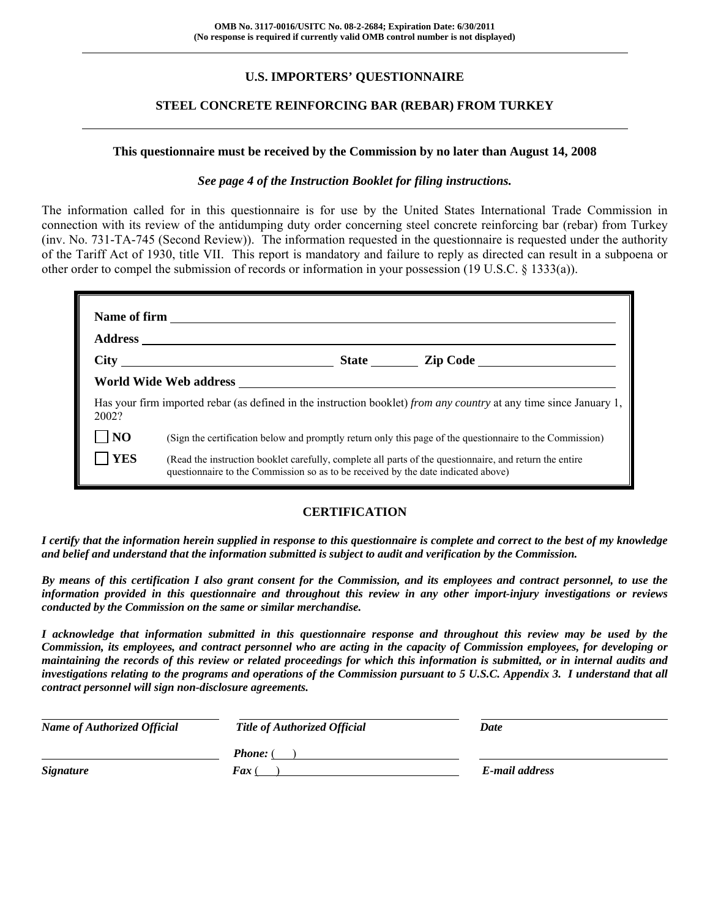**OMB No. 3117-0016/USITC No. 08-2-2684; Expiration Date: 6/30/2011**
**(No response is required if currently valid OMB control number is not displayed)**

---

# U.S. IMPORTERS' QUESTIONNAIRE

## STEEL CONCRETE REINFORCING BAR (REBAR) FROM TURKEY

---

**This questionnaire must be received by the Commission by no later than August 14, 2008**

***See page 4 of the Instruction Booklet for filing instructions.***

The information called for in this questionnaire is for use by the United States International Trade Commission in connection with its review of the antidumping duty order concerning steel concrete reinforcing bar (rebar) from Turkey (inv. No. 731-TA-745 (Second Review)). The information requested in the questionnaire is requested under the authority of the Tariff Act of 1930, title VII. This report is mandatory and failure to reply as directed can result in a subpoena or other order to compel the submission of records or information in your possession (19 U.S.C. § 1333(a)).

**Name of firm** \_\_\_\_\_\_\_\_\_\_\_\_\_\_\_\_\_\_\_\_\_\_\_\_\_\_\_\_\_\_\_\_\_\_\_\_\_\_\_\_\_\_\_\_

**Address** \_\_\_\_\_\_\_\_\_\_\_\_\_\_\_\_\_\_\_\_\_\_\_\_\_\_\_\_\_\_\_\_\_\_\_\_\_\_\_\_\_\_\_\_

**City** \_\_\_\_\_\_\_\_\_\_\_\_\_\_\_\_\_\_ **State** \_\_\_\_\_\_ **Zip Code** \_\_\_\_\_\_\_\_\_\_\_\_

**World Wide Web address** \_\_\_\_\_\_\_\_\_\_\_\_\_\_\_\_\_\_\_\_\_\_\_\_\_\_\_\_\_\_\_\_\_\_\_\_

Has your firm imported rebar (as defined in the instruction booklet) *from any country* at any time since January 1, 2002?

☐ **NO** (Sign the certification below and promptly return only this page of the questionnaire to the Commission)

☐ **YES** (Read the instruction booklet carefully, complete all parts of the questionnaire, and return the entire questionnaire to the Commission so as to be received by the date indicated above)

## CERTIFICATION

***I certify that the information herein supplied in response to this questionnaire is complete and correct to the best of my knowledge and belief and understand that the information submitted is subject to audit and verification by the Commission.***

***By means of this certification I also grant consent for the Commission, and its employees and contract personnel, to use the information provided in this questionnaire and throughout this review in any other import-injury investigations or reviews conducted by the Commission on the same or similar merchandise.***

***I acknowledge that information submitted in this questionnaire response and throughout this review may be used by the Commission, its employees, and contract personnel who are acting in the capacity of Commission employees, for developing or maintaining the records of this review or related proceedings for which this information is submitted, or in internal audits and investigations relating to the programs and operations of the Commission pursuant to 5 U.S.C. Appendix 3. I understand that all contract personnel will sign non-disclosure agreements.***

| \_\_\_\_\_\_\_\_\_\_\_\_\_\_\_\_\_\_\_\_ | \_\_\_\_\_\_\_\_\_\_\_\_\_\_\_\_\_\_\_\_ | \_\_\_\_\_\_\_\_\_\_\_\_\_\_\_\_\_\_\_\_ |
|---|---|---|
| ***Name of Authorized Official*** | ***Title of Authorized Official*** | ***Date*** |
| \_\_\_\_\_\_\_\_\_\_\_\_\_\_\_\_\_\_\_\_ | ***Phone:*** ( ) | \_\_\_\_\_\_\_\_\_\_\_\_\_\_\_\_\_\_\_\_ |
| ***Signature*** | ***Fax*** ( ) | ***E-mail address*** |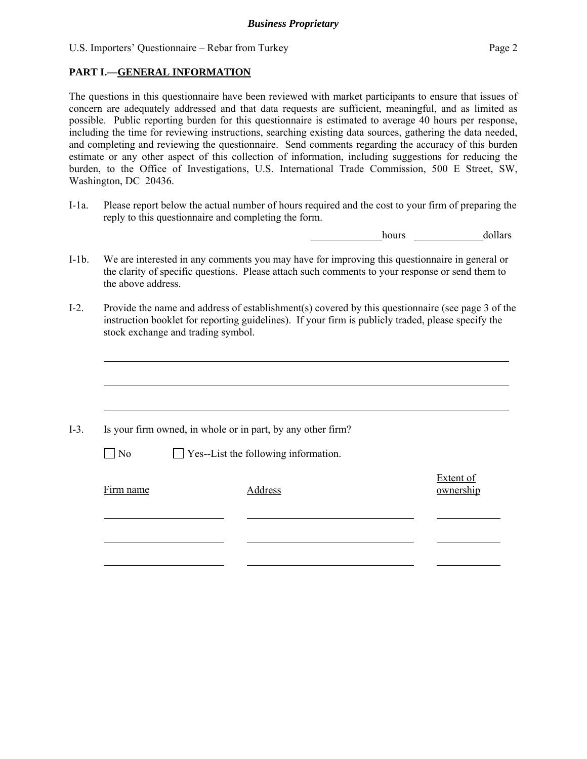## PART I.—GENERAL INFORMATION

The questions in this questionnaire have been reviewed with market participants to ensure that issues of concern are adequately addressed and that data requests are sufficient, meaningful, and as limited as possible. Public reporting burden for this questionnaire is estimated to average 40 hours per response, including the time for reviewing instructions, searching existing data sources, gathering the data needed, and completing and reviewing the questionnaire. Send comments regarding the accuracy of this burden estimate or any other aspect of this collection of information, including suggestions for reducing the burden, to the Office of Investigations, U.S. International Trade Commission, 500 E Street, SW, Washington, DC 20436.

I-1a. Please report below the actual number of hours required and the cost to your firm of preparing the reply to this questionnaire and completing the form.

______________ hours ______________ dollars

I-1b. We are interested in any comments you may have for improving this questionnaire in general or the clarity of specific questions. Please attach such comments to your response or send them to the above address.

I-2. Provide the name and address of establishment(s) covered by this questionnaire (see page 3 of the instruction booklet for reporting guidelines). If your firm is publicly traded, please specify the stock exchange and trading symbol.

________________________________________________________________________

________________________________________________________________________

________________________________________________________________________

I-3. Is your firm owned, in whole or in part, by any other firm?

☐ No ☐ Yes--List the following information.

| Firm name | Address | Extent of ownership |
|---|---|---|
| | | |
| | | |
| | | |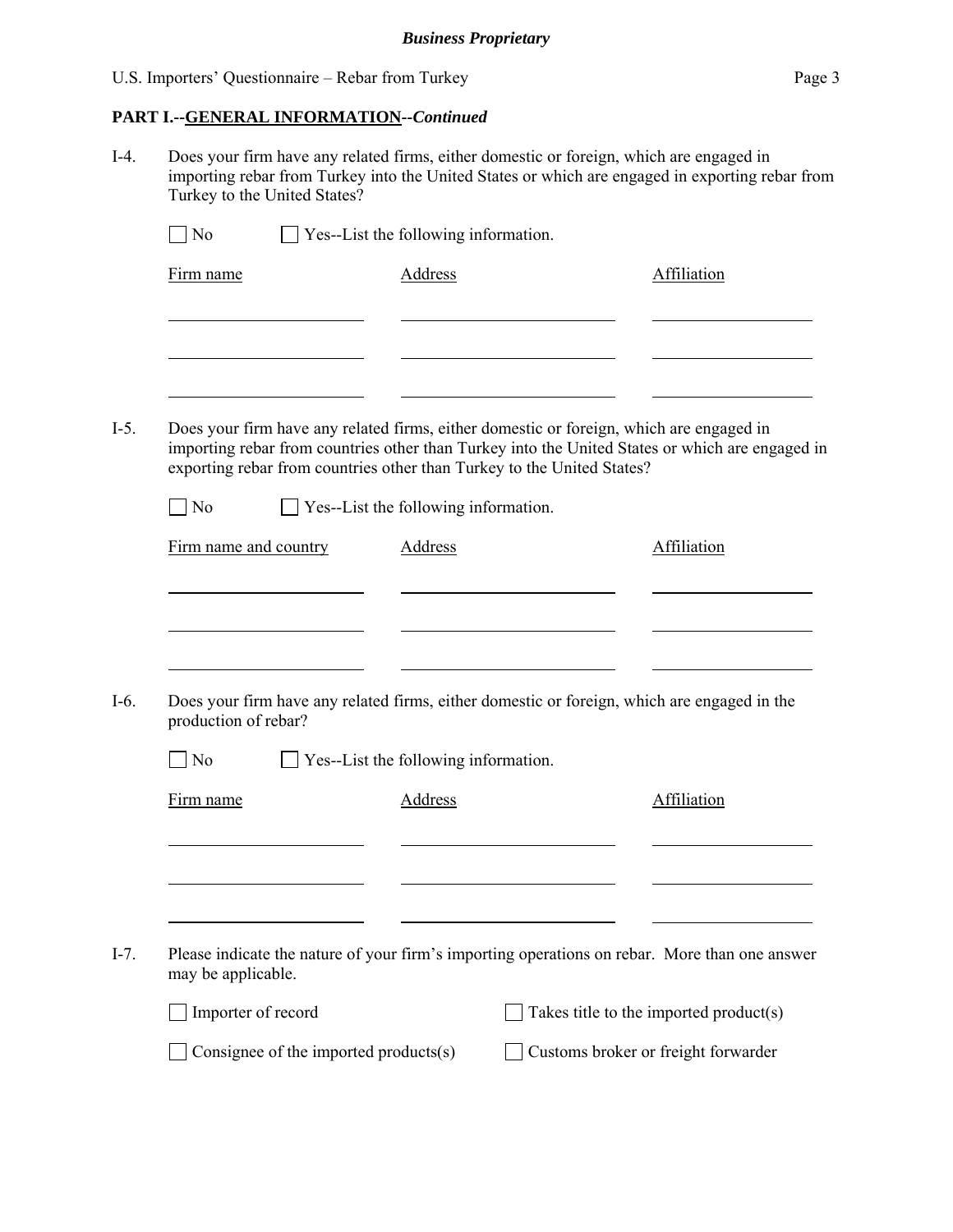*Business Proprietary*

## PART I.--GENERAL INFORMATION--*Continued*

I-4. Does your firm have any related firms, either domestic or foreign, which are engaged in importing rebar from Turkey into the United States or which are engaged in exporting rebar from Turkey to the United States?

☐ No ☐ Yes--List the following information.

| Firm name | Address | Affiliation |
|---|---|---|
| | | |
| | | |
| | | |

I-5. Does your firm have any related firms, either domestic or foreign, which are engaged in importing rebar from countries other than Turkey into the United States or which are engaged in exporting rebar from countries other than Turkey to the United States?

☐ No ☐ Yes--List the following information.

| Firm name and country | Address | Affiliation |
|---|---|---|
| | | |
| | | |
| | | |

I-6. Does your firm have any related firms, either domestic or foreign, which are engaged in the production of rebar?

☐ No ☐ Yes--List the following information.

| Firm name | Address | Affiliation |
|---|---|---|
| | | |
| | | |
| | | |

I-7. Please indicate the nature of your firm's importing operations on rebar. More than one answer may be applicable.

☐ Importer of record ☐ Takes title to the imported product(s)

☐ Consignee of the imported products(s) ☐ Customs broker or freight forwarder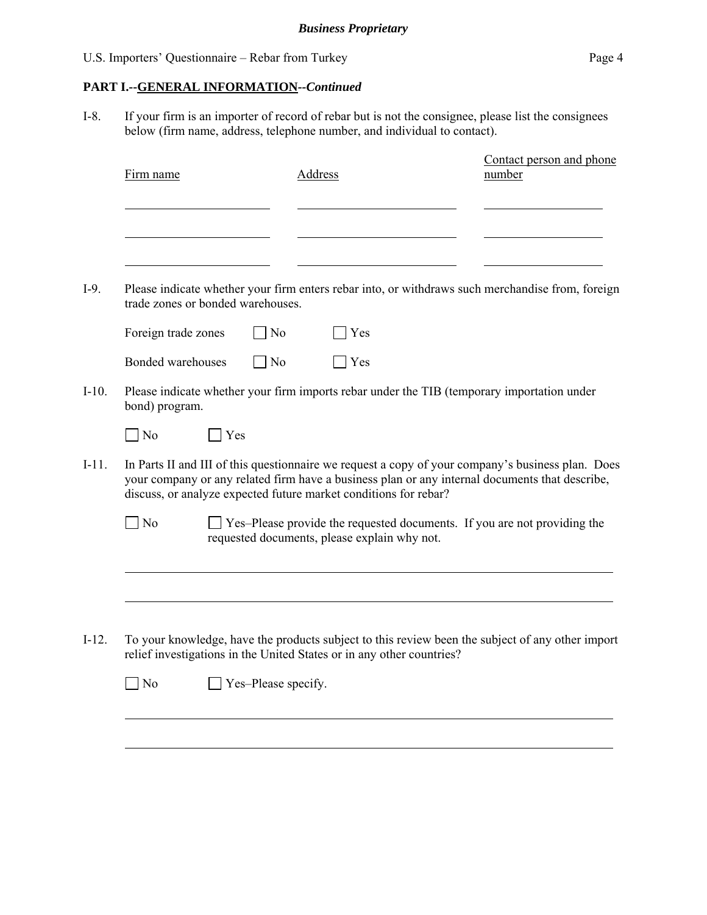**PART I.--GENERAL INFORMATION--*Continued***

I-8. If your firm is an importer of record of rebar but is not the consignee, please list the consignees below (firm name, address, telephone number, and individual to contact).

| Firm name | Address | Contact person and phone number |
|---|---|---|
| | | |
| | | |
| | | |

I-9. Please indicate whether your firm enters rebar into, or withdraws such merchandise from, foreign trade zones or bonded warehouses.

Foreign trade zones ☐ No ☐ Yes

Bonded warehouses ☐ No ☐ Yes

I-10. Please indicate whether your firm imports rebar under the TIB (temporary importation under bond) program.

☐ No ☐ Yes

I-11. In Parts II and III of this questionnaire we request a copy of your company's business plan. Does your company or any related firm have a business plan or any internal documents that describe, discuss, or analyze expected future market conditions for rebar?

☐ No ☐ Yes–Please provide the requested documents. If you are not providing the requested documents, please explain why not.

______________________________________________________________________________

______________________________________________________________________________

I-12. To your knowledge, have the products subject to this review been the subject of any other import relief investigations in the United States or in any other countries?

☐ No ☐ Yes–Please specify.

______________________________________________________________________________

______________________________________________________________________________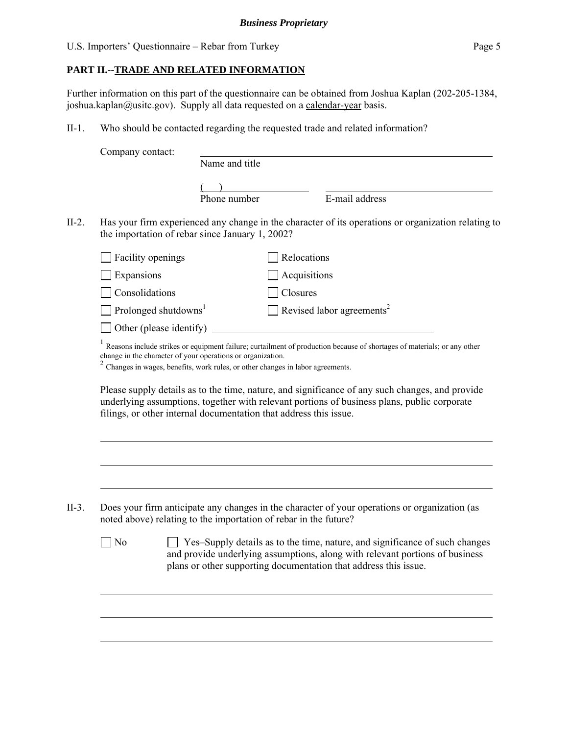## PART II.--TRADE AND RELATED INFORMATION

Further information on this part of the questionnaire can be obtained from Joshua Kaplan (202-205-1384, joshua.kaplan@usitc.gov). Supply all data requested on a calendar-year basis.

II-1. Who should be contacted regarding the requested trade and related information?

Company contact: ______________________________________________
Name and title

( ) ____________________ ______________________________
Phone number E-mail address

II-2. Has your firm experienced any change in the character of its operations or organization relating to the importation of rebar since January 1, 2002?

- [ ] Facility openings
- [ ] Relocations
- [ ] Expansions
- [ ] Acquisitions
- [ ] Consolidations
- [ ] Closures
- [ ] Prolonged shutdowns[1]
- [ ] Revised labor agreements[2]
- [ ] Other (please identify) ______________________________

[1] Reasons include strikes or equipment failure; curtailment of production because of shortages of materials; or any other change in the character of your operations or organization.

[2] Changes in wages, benefits, work rules, or other changes in labor agreements.

Please supply details as to the time, nature, and significance of any such changes, and provide underlying assumptions, together with relevant portions of business plans, public corporate filings, or other internal documentation that address this issue.

______________________________________________________________________

______________________________________________________________________

______________________________________________________________________

II-3. Does your firm anticipate any changes in the character of your operations or organization (as noted above) relating to the importation of rebar in the future?

- [ ] No
- [ ] Yes–Supply details as to the time, nature, and significance of such changes and provide underlying assumptions, along with relevant portions of business plans or other supporting documentation that address this issue.

______________________________________________________________________

______________________________________________________________________

______________________________________________________________________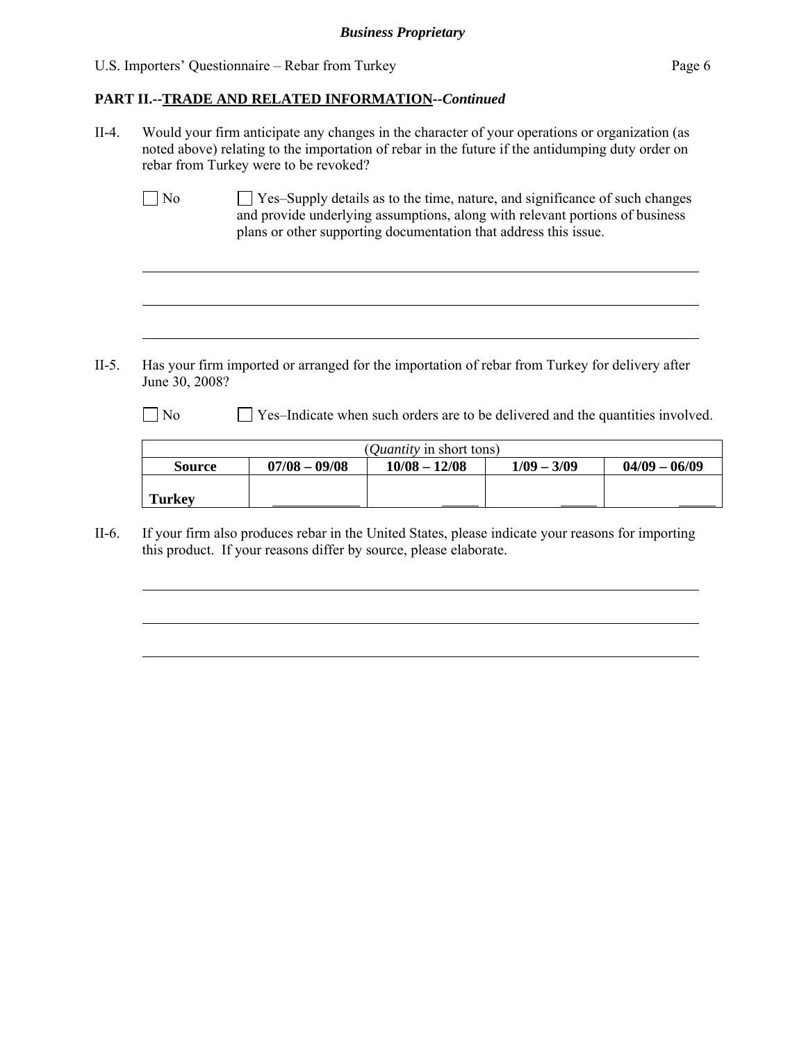**Business Proprietary**

## PART II.--TRADE AND RELATED INFORMATION--*Continued*

II-4. Would your firm anticipate any changes in the character of your operations or organization (as noted above) relating to the importation of rebar in the future if the antidumping duty order on rebar from Turkey were to be revoked?

☐ No ☐ Yes–Supply details as to the time, nature, and significance of such changes and provide underlying assumptions, along with relevant portions of business plans or other supporting documentation that address this issue.

\_\_\_\_\_\_\_\_\_\_\_\_\_\_\_\_\_\_\_\_\_\_\_\_\_\_\_\_\_\_\_\_\_\_\_\_\_\_\_\_\_\_\_\_\_\_\_\_\_\_\_\_\_\_\_\_\_\_\_\_\_\_\_\_\_\_\_\_\_\_

\_\_\_\_\_\_\_\_\_\_\_\_\_\_\_\_\_\_\_\_\_\_\_\_\_\_\_\_\_\_\_\_\_\_\_\_\_\_\_\_\_\_\_\_\_\_\_\_\_\_\_\_\_\_\_\_\_\_\_\_\_\_\_\_\_\_\_\_\_\_

\_\_\_\_\_\_\_\_\_\_\_\_\_\_\_\_\_\_\_\_\_\_\_\_\_\_\_\_\_\_\_\_\_\_\_\_\_\_\_\_\_\_\_\_\_\_\_\_\_\_\_\_\_\_\_\_\_\_\_\_\_\_\_\_\_\_\_\_\_\_

II-5. Has your firm imported or arranged for the importation of rebar from Turkey for delivery after June 30, 2008?

☐ No ☐ Yes–Indicate when such orders are to be delivered and the quantities involved.

| (*Quantity* in short tons) | | | | |
|---|---|---|---|---|
| **Source** | **07/08 – 09/08** | **10/08 – 12/08** | **1/09 – 3/09** | **04/09 – 06/09** |
| **Turkey** | | | | |

II-6. If your firm also produces rebar in the United States, please indicate your reasons for importing this product. If your reasons differ by source, please elaborate.

\_\_\_\_\_\_\_\_\_\_\_\_\_\_\_\_\_\_\_\_\_\_\_\_\_\_\_\_\_\_\_\_\_\_\_\_\_\_\_\_\_\_\_\_\_\_\_\_\_\_\_\_\_\_\_\_\_\_\_\_\_\_\_\_\_\_\_\_\_\_

\_\_\_\_\_\_\_\_\_\_\_\_\_\_\_\_\_\_\_\_\_\_\_\_\_\_\_\_\_\_\_\_\_\_\_\_\_\_\_\_\_\_\_\_\_\_\_\_\_\_\_\_\_\_\_\_\_\_\_\_\_\_\_\_\_\_\_\_\_\_

\_\_\_\_\_\_\_\_\_\_\_\_\_\_\_\_\_\_\_\_\_\_\_\_\_\_\_\_\_\_\_\_\_\_\_\_\_\_\_\_\_\_\_\_\_\_\_\_\_\_\_\_\_\_\_\_\_\_\_\_\_\_\_\_\_\_\_\_\_\_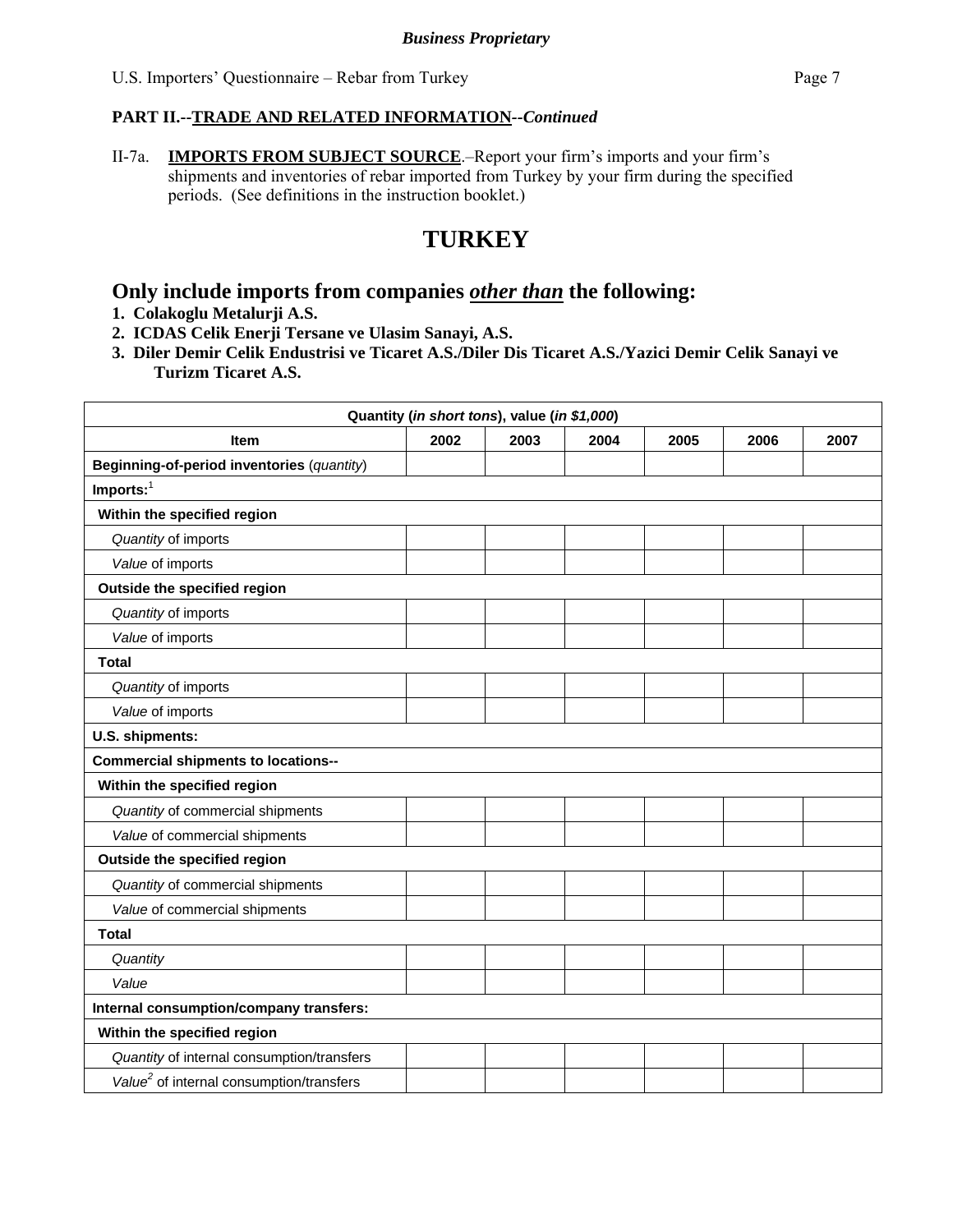**Business Proprietary**

**PART II.--TRADE AND RELATED INFORMATION--*Continued***

II-7a. **IMPORTS FROM SUBJECT SOURCE**.–Report your firm's imports and your firm's shipments and inventories of rebar imported from Turkey by your firm during the specified periods. (See definitions in the instruction booklet.)

# TURKEY

## Only include imports from companies *other than* the following:

1. **Colakoglu Metalurji A.S.**
2. **ICDAS Celik Enerji Tersane ve Ulasim Sanayi, A.S.**
3. **Diler Demir Celik Endustrisi ve Ticaret A.S./Diler Dis Ticaret A.S./Yazici Demir Celik Sanayi ve Turizm Ticaret A.S.**

| Quantity (*in short tons*), value (*in $1,000*) | | | | | | |
|---|---|---|---|---|---|---|
| **Item** | **2002** | **2003** | **2004** | **2005** | **2006** | **2007** |
| **Beginning-of-period inventories** (*quantity*) | | | | | | |
| **Imports:**[1] | | | | | | |
| **Within the specified region** | | | | | | |
| *Quantity* of imports | | | | | | |
| *Value* of imports | | | | | | |
| **Outside the specified region** | | | | | | |
| *Quantity* of imports | | | | | | |
| *Value* of imports | | | | | | |
| **Total** | | | | | | |
| *Quantity* of imports | | | | | | |
| *Value* of imports | | | | | | |
| **U.S. shipments:** | | | | | | |
| **Commercial shipments to locations--** | | | | | | |
| **Within the specified region** | | | | | | |
| *Quantity* of commercial shipments | | | | | | |
| *Value* of commercial shipments | | | | | | |
| **Outside the specified region** | | | | | | |
| *Quantity* of commercial shipments | | | | | | |
| *Value* of commercial shipments | | | | | | |
| **Total** | | | | | | |
| *Quantity* | | | | | | |
| *Value* | | | | | | |
| **Internal consumption/company transfers:** | | | | | | |
| **Within the specified region** | | | | | | |
| *Quantity* of internal consumption/transfers | | | | | | |
| *Value*[2] of internal consumption/transfers | | | | | | |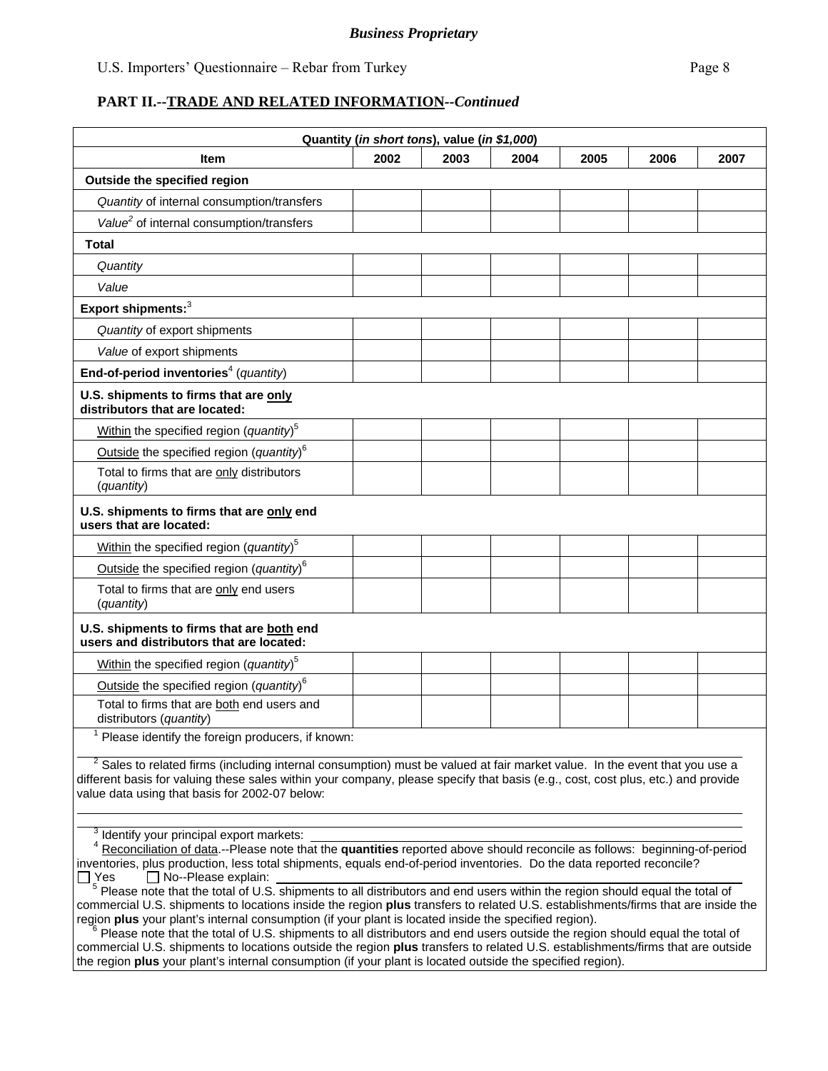*Business Proprietary*

U.S. Importers' Questionnaire – Rebar from Turkey

## PART II.--TRADE AND RELATED INFORMATION--*Continued*

| Quantity (*in short tons*), value (*in $1,000*) | | | | | | |
|---|---|---|---|---|---|---|
| **Item** | **2002** | **2003** | **2004** | **2005** | **2006** | **2007** |
| **Outside the specified region** | | | | | | |
| *Quantity* of internal consumption/transfers | | | | | | |
| *Value*[2] of internal consumption/transfers | | | | | | |
| **Total** | | | | | | |
| *Quantity* | | | | | | |
| *Value* | | | | | | |
| **Export shipments:**[3] | | | | | | |
| *Quantity* of export shipments | | | | | | |
| *Value* of export shipments | | | | | | |
| **End-of-period inventories**[4] (*quantity*) | | | | | | |
| **U.S. shipments to firms that are only distributors that are located:** | | | | | | |
| Within the specified region (*quantity*)[5] | | | | | | |
| Outside the specified region (*quantity*)[6] | | | | | | |
| Total to firms that are only distributors (*quantity*) | | | | | | |
| **U.S. shipments to firms that are only end users that are located:** | | | | | | |
| Within the specified region (*quantity*)[5] | | | | | | |
| Outside the specified region (*quantity*)[6] | | | | | | |
| Total to firms that are only end users (*quantity*) | | | | | | |
| **U.S. shipments to firms that are both end users and distributors that are located:** | | | | | | |
| Within the specified region (*quantity*)[5] | | | | | | |
| Outside the specified region (*quantity*)[6] | | | | | | |
| Total to firms that are both end users and distributors (*quantity*) | | | | | | |

[1] Please identify the foreign producers, if known: ______________________

[2] Sales to related firms (including internal consumption) must be valued at fair market value. In the event that you use a different basis for valuing these sales within your company, please specify that basis (e.g., cost, cost plus, etc.) and provide value data using that basis for 2002-07 below:

______________________

[3] Identify your principal export markets: ______________________

[4] Reconciliation of data.--Please note that the **quantities** reported above should reconcile as follows: beginning-of-period inventories, plus production, less total shipments, equals end-of-period inventories. Do the data reported reconcile?

☐ Yes ☐ No--Please explain: ______________________

[5] Please note that the total of U.S. shipments to all distributors and end users within the region should equal the total of commercial U.S. shipments to locations inside the region **plus** transfers to related U.S. establishments/firms that are inside the region **plus** your plant's internal consumption (if your plant is located inside the specified region).

[6] Please note that the total of U.S. shipments to all distributors and end users outside the region should equal the total of commercial U.S. shipments to locations outside the region **plus** transfers to related U.S. establishments/firms that are outside the region **plus** your plant's internal consumption (if your plant is located outside the specified region).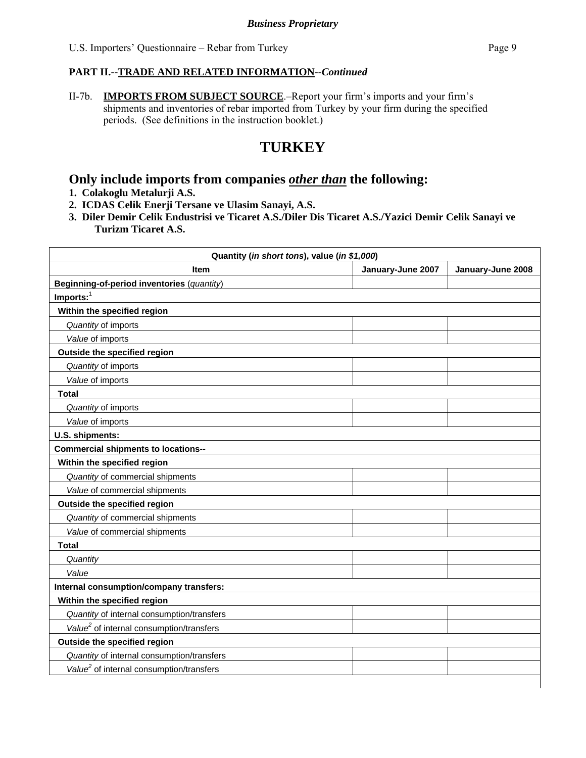**Business Proprietary**

**PART II.--TRADE AND RELATED INFORMATION--*Continued***

II-7b. **IMPORTS FROM SUBJECT SOURCE**.–Report your firm's imports and your firm's shipments and inventories of rebar imported from Turkey by your firm during the specified periods. (See definitions in the instruction booklet.)

# TURKEY

## Only include imports from companies *other than* the following:

1. **Colakoglu Metalurji A.S.**
2. **ICDAS Celik Enerji Tersane ve Ulasim Sanayi, A.S.**
3. **Diler Demir Celik Endustrisi ve Ticaret A.S./Diler Dis Ticaret A.S./Yazici Demir Celik Sanayi ve Turizm Ticaret A.S.**

| Quantity (*in short tons*), value (*in $1,000*) | | |
|---|---|---|
| **Item** | **January-June 2007** | **January-June 2008** |
| **Beginning-of-period inventories** (*quantity*) | | |
| **Imports:**[1] | | |
| **Within the specified region** | | |
| *Quantity* of imports | | |
| *Value* of imports | | |
| **Outside the specified region** | | |
| *Quantity* of imports | | |
| *Value* of imports | | |
| **Total** | | |
| *Quantity* of imports | | |
| *Value* of imports | | |
| **U.S. shipments:** | | |
| **Commercial shipments to locations--** | | |
| **Within the specified region** | | |
| *Quantity* of commercial shipments | | |
| *Value* of commercial shipments | | |
| **Outside the specified region** | | |
| *Quantity* of commercial shipments | | |
| *Value* of commercial shipments | | |
| **Total** | | |
| *Quantity* | | |
| *Value* | | |
| **Internal consumption/company transfers:** | | |
| **Within the specified region** | | |
| *Quantity* of internal consumption/transfers | | |
| *Value*[2] of internal consumption/transfers | | |
| **Outside the specified region** | | |
| *Quantity* of internal consumption/transfers | | |
| *Value*[2] of internal consumption/transfers | | |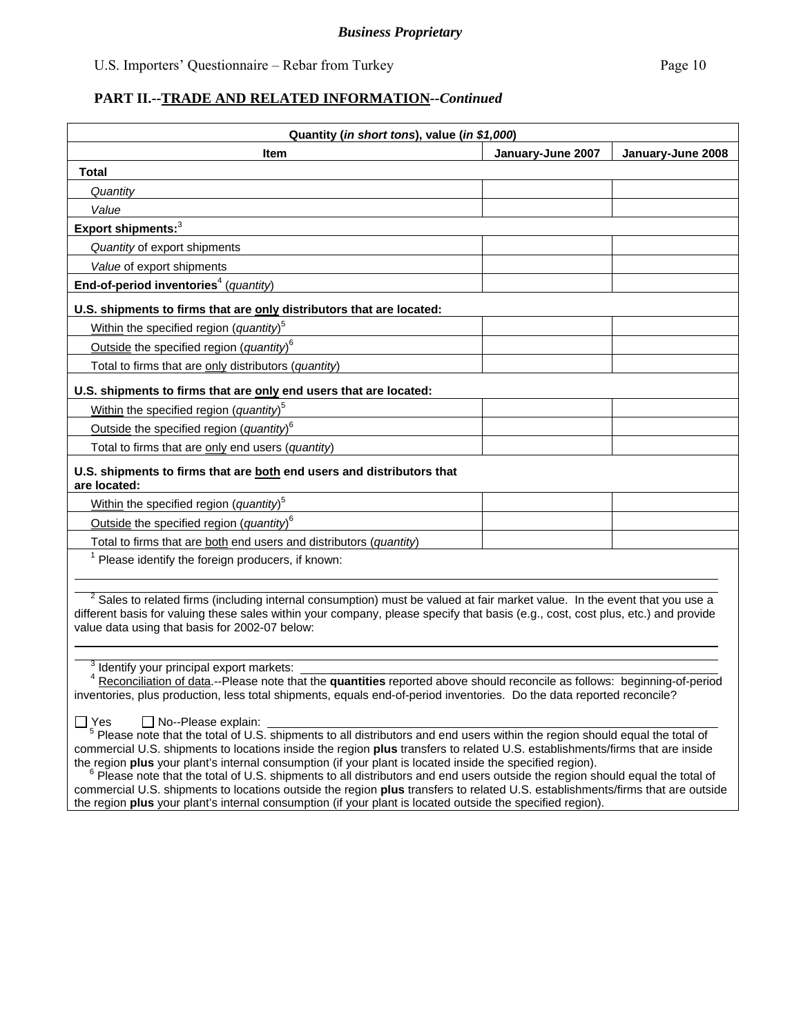**Business Proprietary**

## PART II.--TRADE AND RELATED INFORMATION--*Continued*

| Quantity (*in short tons*), value (*in $1,000*) | | |
|---|---|---|
| **Item** | **January-June 2007** | **January-June 2008** |
| **Total** | | |
| *Quantity* | | |
| *Value* | | |
| **Export shipments:**[3] | | |
| *Quantity* of export shipments | | |
| *Value* of export shipments | | |
| **End-of-period inventories**[4] (*quantity*) | | |
| **U.S. shipments to firms that are only distributors that are located:** | | |
| Within the specified region (*quantity*)[5] | | |
| Outside the specified region (*quantity*)[6] | | |
| Total to firms that are only distributors (*quantity*) | | |
| **U.S. shipments to firms that are only end users that are located:** | | |
| Within the specified region (*quantity*)[5] | | |
| Outside the specified region (*quantity*)[6] | | |
| Total to firms that are only end users (*quantity*) | | |
| **U.S. shipments to firms that are both end users and distributors that are located:** | | |
| Within the specified region (*quantity*)[5] | | |
| Outside the specified region (*quantity*)[6] | | |
| Total to firms that are both end users and distributors (*quantity*) | | |

[1] Please identify the foreign producers, if known: ____________________

[2] Sales to related firms (including internal consumption) must be valued at fair market value. In the event that you use a different basis for valuing these sales within your company, please specify that basis (e.g., cost, cost plus, etc.) and provide value data using that basis for 2002-07 below:

____________________

[3] Identify your principal export markets: ____________________

[4] Reconciliation of data.--Please note that the **quantities** reported above should reconcile as follows: beginning-of-period inventories, plus production, less total shipments, equals end-of-period inventories. Do the data reported reconcile?

☐ Yes ☐ No--Please explain: ____________________

[5] Please note that the total of U.S. shipments to all distributors and end users within the region should equal the total of commercial U.S. shipments to locations inside the region **plus** transfers to related U.S. establishments/firms that are inside the region **plus** your plant's internal consumption (if your plant is located inside the specified region).

[6] Please note that the total of U.S. shipments to all distributors and end users outside the region should equal the total of commercial U.S. shipments to locations outside the region **plus** transfers to related U.S. establishments/firms that are outside the region **plus** your plant's internal consumption (if your plant is located outside the specified region).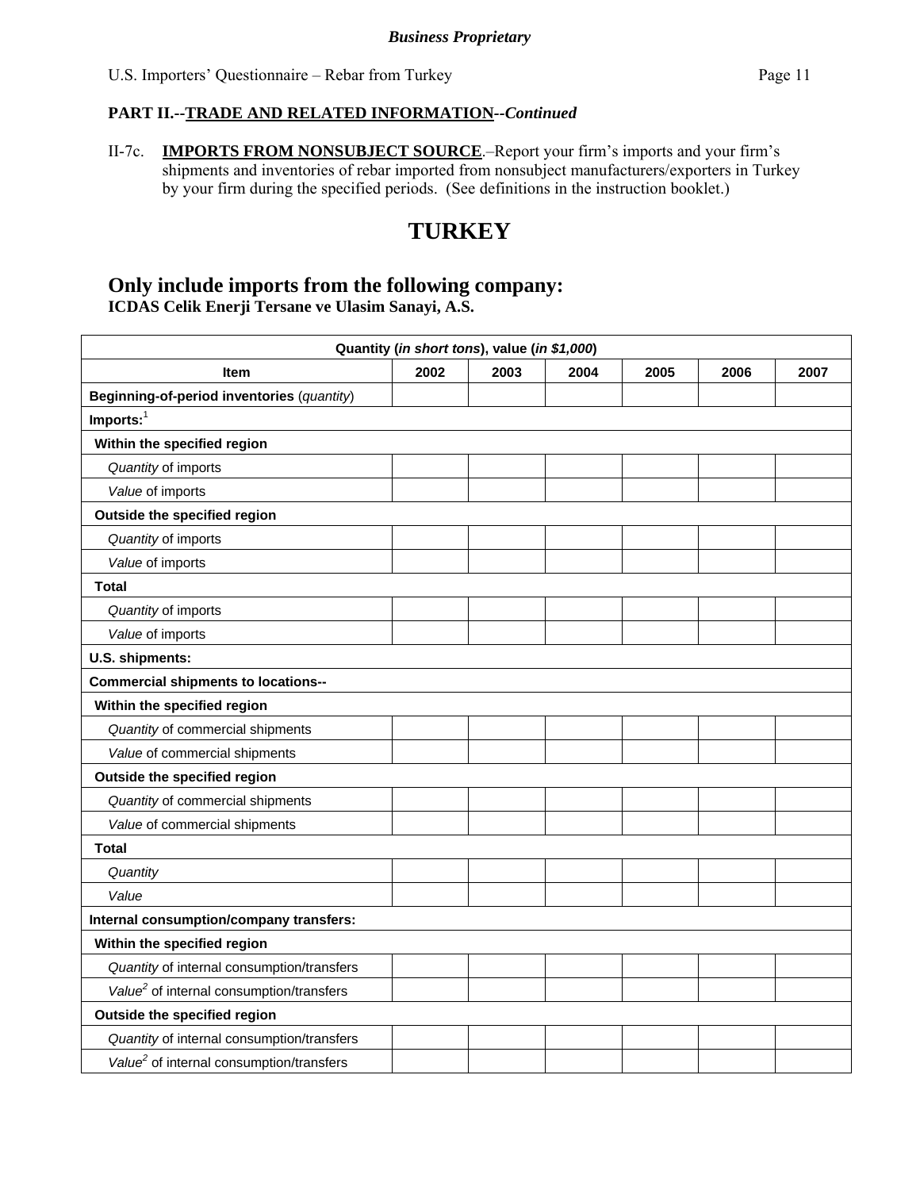**Business Proprietary**

**PART II.--TRADE AND RELATED INFORMATION--*Continued***

II-7c. **IMPORTS FROM NONSUBJECT SOURCE**.–Report your firm's imports and your firm's shipments and inventories of rebar imported from nonsubject manufacturers/exporters in Turkey by your firm during the specified periods. (See definitions in the instruction booklet.)

# TURKEY

## Only include imports from the following company:
**ICDAS Celik Enerji Tersane ve Ulasim Sanayi, A.S.**

| Quantity (*in short tons*), value (*in $1,000*) | | | | | | |
|---|---|---|---|---|---|---|
| **Item** | **2002** | **2003** | **2004** | **2005** | **2006** | **2007** |
| **Beginning-of-period inventories** (*quantity*) | | | | | | |
| **Imports:**[1] | | | | | | |
| **Within the specified region** | | | | | | |
| *Quantity* of imports | | | | | | |
| *Value* of imports | | | | | | |
| **Outside the specified region** | | | | | | |
| *Quantity* of imports | | | | | | |
| *Value* of imports | | | | | | |
| **Total** | | | | | | |
| *Quantity* of imports | | | | | | |
| *Value* of imports | | | | | | |
| **U.S. shipments:** | | | | | | |
| **Commercial shipments to locations--** | | | | | | |
| **Within the specified region** | | | | | | |
| *Quantity* of commercial shipments | | | | | | |
| *Value* of commercial shipments | | | | | | |
| **Outside the specified region** | | | | | | |
| *Quantity* of commercial shipments | | | | | | |
| *Value* of commercial shipments | | | | | | |
| **Total** | | | | | | |
| *Quantity* | | | | | | |
| *Value* | | | | | | |
| **Internal consumption/company transfers:** | | | | | | |
| **Within the specified region** | | | | | | |
| *Quantity* of internal consumption/transfers | | | | | | |
| *Value*[2] of internal consumption/transfers | | | | | | |
| **Outside the specified region** | | | | | | |
| *Quantity* of internal consumption/transfers | | | | | | |
| *Value*[2] of internal consumption/transfers | | | | | | |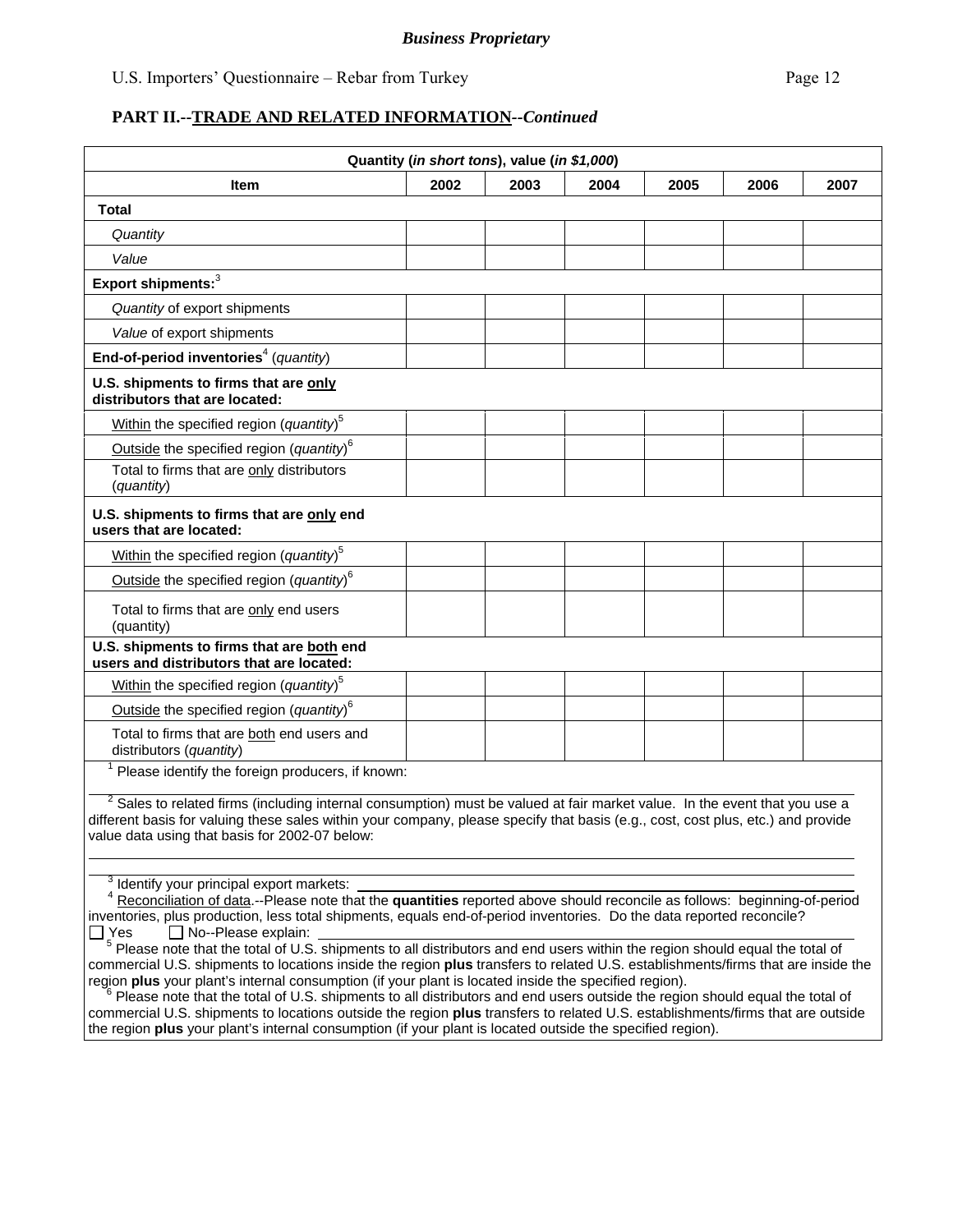*Business Proprietary*

U.S. Importers' Questionnaire – Rebar from Turkey

## PART II.--TRADE AND RELATED INFORMATION--*Continued*

| Quantity (*in short tons*), value (*in $1,000*) | | | | | | |
|---|---|---|---|---|---|---|
| **Item** | **2002** | **2003** | **2004** | **2005** | **2006** | **2007** |
| **Total** | | | | | | |
| *Quantity* | | | | | | |
| *Value* | | | | | | |
| **Export shipments:**[3] | | | | | | |
| *Quantity* of export shipments | | | | | | |
| *Value* of export shipments | | | | | | |
| **End-of-period inventories**[4] (*quantity*) | | | | | | |
| **U.S. shipments to firms that are only distributors that are located:** | | | | | | |
| Within the specified region (*quantity*)[5] | | | | | | |
| Outside the specified region (*quantity*)[6] | | | | | | |
| Total to firms that are only distributors (*quantity*) | | | | | | |
| **U.S. shipments to firms that are only end users that are located:** | | | | | | |
| Within the specified region (*quantity*)[5] | | | | | | |
| Outside the specified region (*quantity*)[6] | | | | | | |
| Total to firms that are only end users (quantity) | | | | | | |
| **U.S. shipments to firms that are both end users and distributors that are located:** | | | | | | |
| Within the specified region (*quantity*)[5] | | | | | | |
| Outside the specified region (*quantity*)[6] | | | | | | |
| Total to firms that are both end users and distributors (*quantity*) | | | | | | |

[1] Please identify the foreign producers, if known: \_\_\_\_\_\_\_\_\_\_

[2] Sales to related firms (including internal consumption) must be valued at fair market value. In the event that you use a different basis for valuing these sales within your company, please specify that basis (e.g., cost, cost plus, etc.) and provide value data using that basis for 2002-07 below:

\_\_\_\_\_\_\_\_\_\_

[3] Identify your principal export markets: \_\_\_\_\_\_\_\_\_\_

[4] Reconciliation of data.--Please note that the **quantities** reported above should reconcile as follows: beginning-of-period inventories, plus production, less total shipments, equals end-of-period inventories. Do the data reported reconcile?
☐ Yes ☐ No--Please explain: \_\_\_\_\_\_\_\_\_\_

[5] Please note that the total of U.S. shipments to all distributors and end users within the region should equal the total of commercial U.S. shipments to locations inside the region **plus** transfers to related U.S. establishments/firms that are inside the region **plus** your plant's internal consumption (if your plant is located inside the specified region).

[6] Please note that the total of U.S. shipments to all distributors and end users outside the region should equal the total of commercial U.S. shipments to locations outside the region **plus** transfers to related U.S. establishments/firms that are outside the region **plus** your plant's internal consumption (if your plant is located outside the specified region).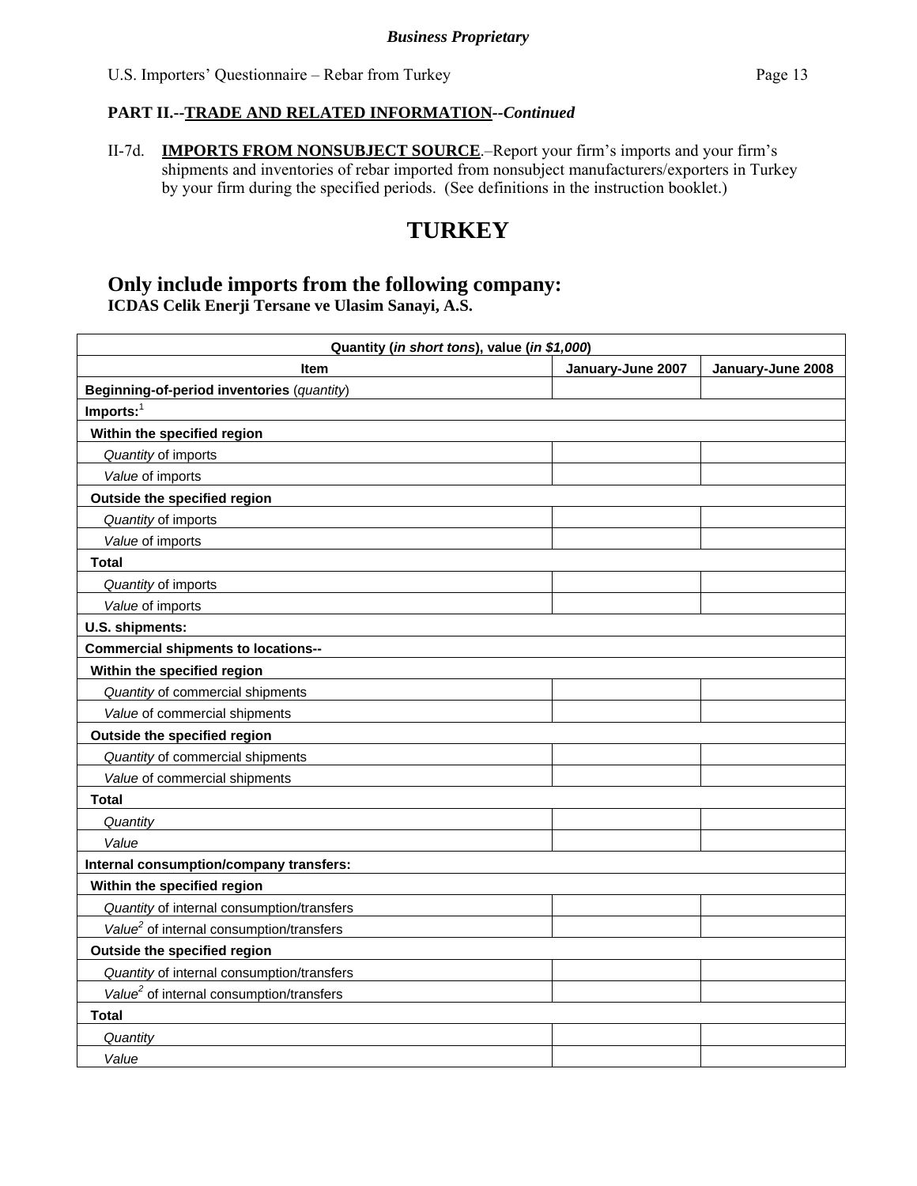**Business Proprietary**

**PART II.--TRADE AND RELATED INFORMATION--*Continued***

II-7d. **IMPORTS FROM NONSUBJECT SOURCE**.–Report your firm's imports and your firm's shipments and inventories of rebar imported from nonsubject manufacturers/exporters in Turkey by your firm during the specified periods. (See definitions in the instruction booklet.)

# TURKEY

## Only include imports from the following company:

**ICDAS Celik Enerji Tersane ve Ulasim Sanayi, A.S.**

| Quantity (*in short tons*), value (*in $1,000*) | | |
|---|---|---|
| **Item** | **January-June 2007** | **January-June 2008** |
| **Beginning-of-period inventories** (*quantity*) | | |
| **Imports:**[1] | | |
| **Within the specified region** | | |
| *Quantity* of imports | | |
| *Value* of imports | | |
| **Outside the specified region** | | |
| *Quantity* of imports | | |
| *Value* of imports | | |
| **Total** | | |
| *Quantity* of imports | | |
| *Value* of imports | | |
| **U.S. shipments:** | | |
| **Commercial shipments to locations--** | | |
| **Within the specified region** | | |
| *Quantity* of commercial shipments | | |
| *Value* of commercial shipments | | |
| **Outside the specified region** | | |
| *Quantity* of commercial shipments | | |
| *Value* of commercial shipments | | |
| **Total** | | |
| *Quantity* | | |
| *Value* | | |
| **Internal consumption/company transfers:** | | |
| **Within the specified region** | | |
| *Quantity* of internal consumption/transfers | | |
| *Value*[2] of internal consumption/transfers | | |
| **Outside the specified region** | | |
| *Quantity* of internal consumption/transfers | | |
| *Value*[2] of internal consumption/transfers | | |
| **Total** | | |
| *Quantity* | | |
| *Value* | | |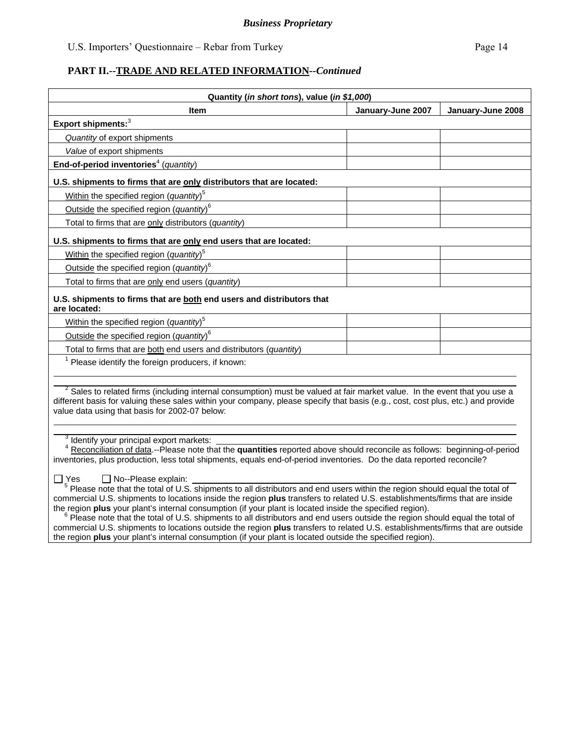*Business Proprietary*

U.S. Importers' Questionnaire – Rebar from Turkey

## PART II.--TRADE AND RELATED INFORMATION--*Continued*

| Quantity (*in short tons*), value (*in $1,000*) | | |
|---|---|---|
| **Item** | **January-June 2007** | **January-June 2008** |
| **Export shipments:**[3] | | |
| *Quantity* of export shipments | | |
| *Value* of export shipments | | |
| **End-of-period inventories**[4] (*quantity*) | | |
| **U.S. shipments to firms that are only distributors that are located:** | | |
| Within the specified region (*quantity*)[5] | | |
| Outside the specified region (*quantity*)[6] | | |
| Total to firms that are only distributors (*quantity*) | | |
| **U.S. shipments to firms that are only end users that are located:** | | |
| Within the specified region (*quantity*)[5] | | |
| Outside the specified region (*quantity*)[6] | | |
| Total to firms that are only end users (*quantity*) | | |
| **U.S. shipments to firms that are both end users and distributors that are located:** | | |
| Within the specified region (*quantity*)[5] | | |
| Outside the specified region (*quantity*)[6] | | |
| Total to firms that are both end users and distributors (*quantity*) | | |

[1] Please identify the foreign producers, if known:

[2] Sales to related firms (including internal consumption) must be valued at fair market value. In the event that you use a different basis for valuing these sales within your company, please specify that basis (e.g., cost, cost plus, etc.) and provide value data using that basis for 2002-07 below:

[3] Identify your principal export markets:

[4] Reconciliation of data.--Please note that the **quantities** reported above should reconcile as follows: beginning-of-period inventories, plus production, less total shipments, equals end-of-period inventories. Do the data reported reconcile?

☐ Yes ☐ No--Please explain:

[5] Please note that the total of U.S. shipments to all distributors and end users within the region should equal the total of commercial U.S. shipments to locations inside the region **plus** transfers to related U.S. establishments/firms that are inside the region **plus** your plant's internal consumption (if your plant is located inside the specified region).

[6] Please note that the total of U.S. shipments to all distributors and end users outside the region should equal the total of commercial U.S. shipments to locations outside the region **plus** transfers to related U.S. establishments/firms that are outside the region **plus** your plant's internal consumption (if your plant is located outside the specified region).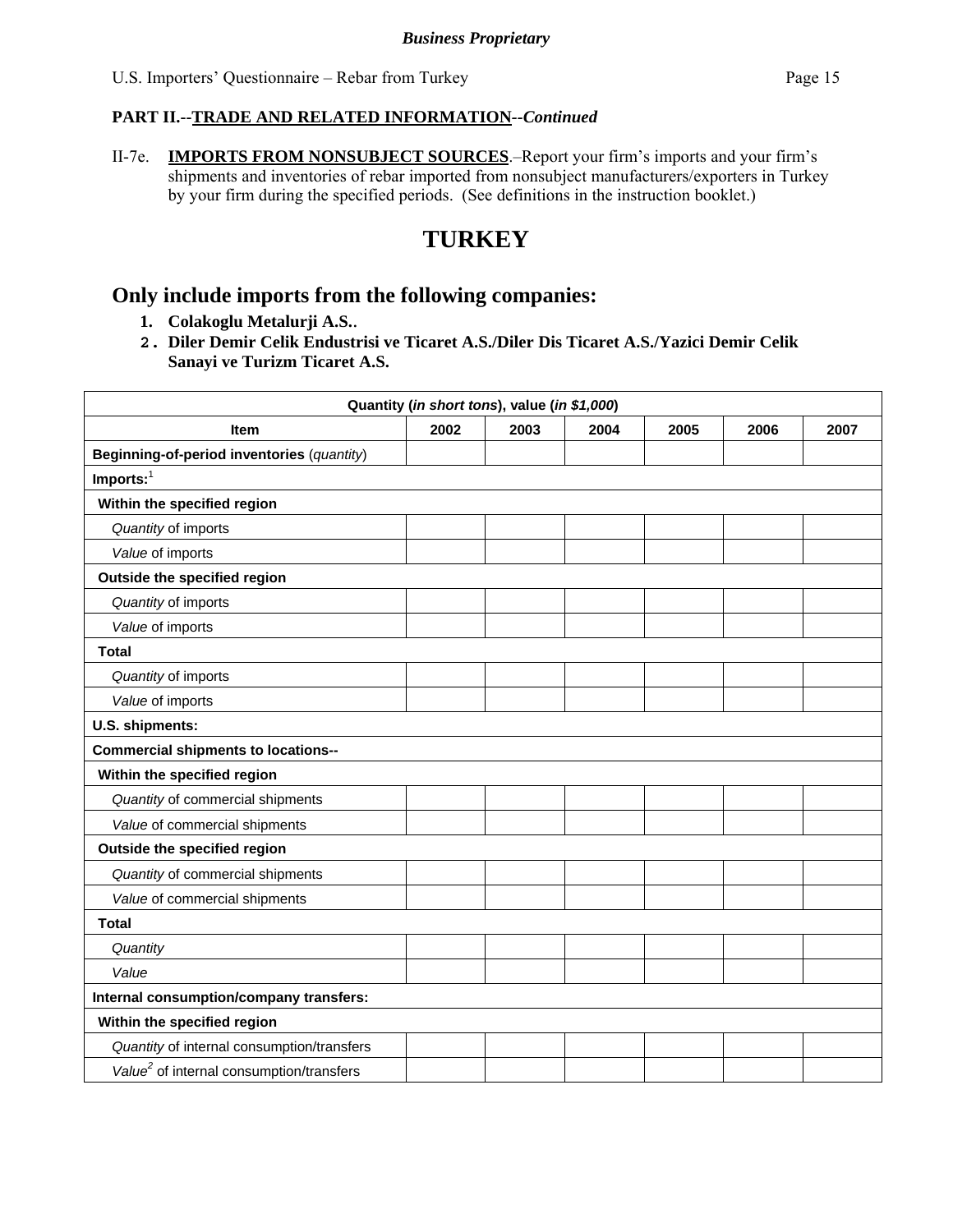**PART II.--TRADE AND RELATED INFORMATION--*Continued***

II-7e. **IMPORTS FROM NONSUBJECT SOURCES**.–Report your firm's imports and your firm's shipments and inventories of rebar imported from nonsubject manufacturers/exporters in Turkey by your firm during the specified periods. (See definitions in the instruction booklet.)

# TURKEY

## Only include imports from the following companies:

1. **Colakoglu Metalurji A.S..**
2. **Diler Demir Celik Endustrisi ve Ticaret A.S./Diler Dis Ticaret A.S./Yazici Demir Celik Sanayi ve Turizm Ticaret A.S.**

| Quantity (*in short tons*), value (*in $1,000*) | | | | | | |
|---|---|---|---|---|---|---|
| **Item** | **2002** | **2003** | **2004** | **2005** | **2006** | **2007** |
| **Beginning-of-period inventories** (*quantity*) | | | | | | |
| **Imports:**[1] | | | | | | |
| **Within the specified region** | | | | | | |
| *Quantity* of imports | | | | | | |
| *Value* of imports | | | | | | |
| **Outside the specified region** | | | | | | |
| *Quantity* of imports | | | | | | |
| *Value* of imports | | | | | | |
| **Total** | | | | | | |
| *Quantity* of imports | | | | | | |
| *Value* of imports | | | | | | |
| **U.S. shipments:** | | | | | | |
| **Commercial shipments to locations--** | | | | | | |
| **Within the specified region** | | | | | | |
| *Quantity* of commercial shipments | | | | | | |
| *Value* of commercial shipments | | | | | | |
| **Outside the specified region** | | | | | | |
| *Quantity* of commercial shipments | | | | | | |
| *Value* of commercial shipments | | | | | | |
| **Total** | | | | | | |
| *Quantity* | | | | | | |
| *Value* | | | | | | |
| **Internal consumption/company transfers:** | | | | | | |
| **Within the specified region** | | | | | | |
| *Quantity* of internal consumption/transfers | | | | | | |
| *Value*[2] of internal consumption/transfers | | | | | | |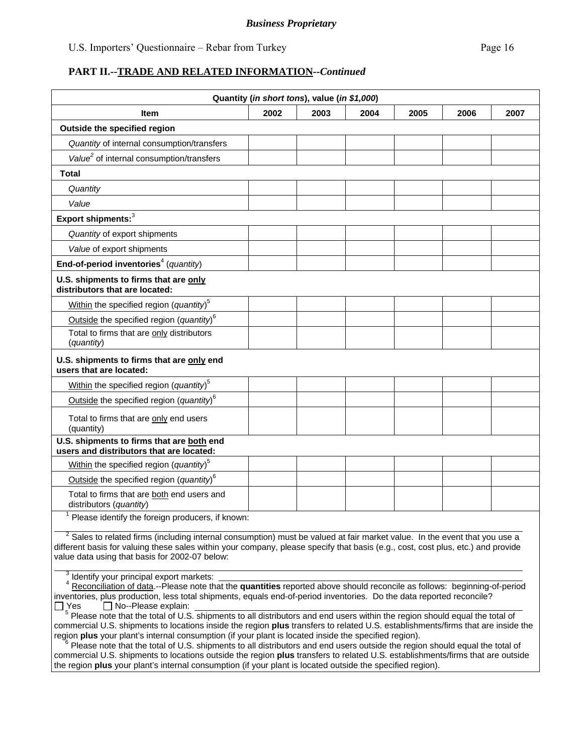**Business Proprietary**

## PART II.--TRADE AND RELATED INFORMATION--*Continued*

| Quantity (*in short tons*), value (*in $1,000*) | | | | | | |
|---|---|---|---|---|---|---|
| **Item** | **2002** | **2003** | **2004** | **2005** | **2006** | **2007** |
| **Outside the specified region** | | | | | | |
| *Quantity* of internal consumption/transfers | | | | | | |
| *Value*[2] of internal consumption/transfers | | | | | | |
| **Total** | | | | | | |
| *Quantity* | | | | | | |
| *Value* | | | | | | |
| **Export shipments:**[3] | | | | | | |
| *Quantity* of export shipments | | | | | | |
| *Value* of export shipments | | | | | | |
| **End-of-period inventories**[4] (*quantity*) | | | | | | |
| **U.S. shipments to firms that are only distributors that are located:** | | | | | | |
| Within the specified region (*quantity*)[5] | | | | | | |
| Outside the specified region (*quantity*)[6] | | | | | | |
| Total to firms that are only distributors (*quantity*) | | | | | | |
| **U.S. shipments to firms that are only end users that are located:** | | | | | | |
| Within the specified region (*quantity*)[5] | | | | | | |
| Outside the specified region (*quantity*)[6] | | | | | | |
| Total to firms that are only end users (quantity) | | | | | | |
| **U.S. shipments to firms that are both end users and distributors that are located:** | | | | | | |
| Within the specified region (*quantity*)[5] | | | | | | |
| Outside the specified region (*quantity*)[6] | | | | | | |
| Total to firms that are both end users and distributors (*quantity*) | | | | | | |

[1] Please identify the foreign producers, if known: \_\_\_\_\_\_\_\_\_\_\_\_\_\_\_\_\_\_

[2] Sales to related firms (including internal consumption) must be valued at fair market value. In the event that you use a different basis for valuing these sales within your company, please specify that basis (e.g., cost, cost plus, etc.) and provide value data using that basis for 2002-07 below:

\_\_\_\_\_\_\_\_\_\_\_\_\_\_\_\_\_\_

[3] Identify your principal export markets: \_\_\_\_\_\_\_\_\_\_\_\_\_\_\_\_\_\_

[4] Reconciliation of data.--Please note that the **quantities** reported above should reconcile as follows: beginning-of-period inventories, plus production, less total shipments, equals end-of-period inventories. Do the data reported reconcile?
☐ Yes ☐ No--Please explain: \_\_\_\_\_\_\_\_\_\_\_\_\_\_\_\_\_\_

[5] Please note that the total of U.S. shipments to all distributors and end users within the region should equal the total of commercial U.S. shipments to locations inside the region **plus** transfers to related U.S. establishments/firms that are inside the region **plus** your plant's internal consumption (if your plant is located inside the specified region).

[6] Please note that the total of U.S. shipments to all distributors and end users outside the region should equal the total of commercial U.S. shipments to locations outside the region **plus** transfers to related U.S. establishments/firms that are outside the region **plus** your plant's internal consumption (if your plant is located outside the specified region).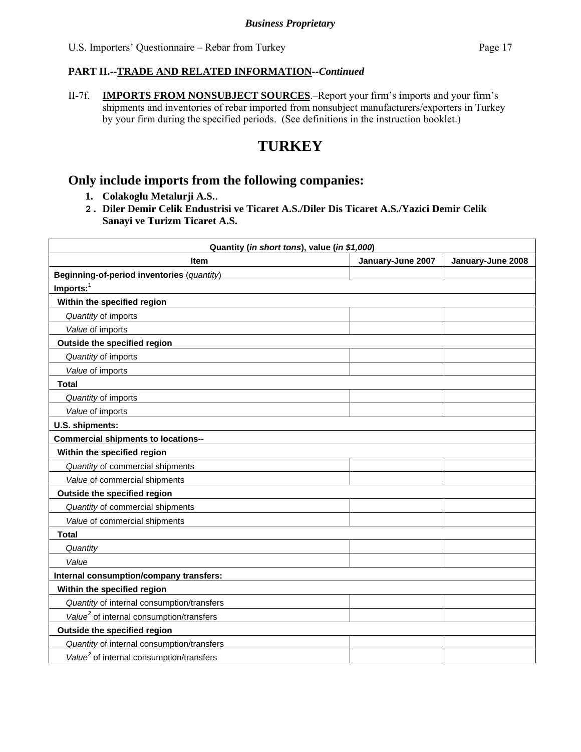*Business Proprietary*

**PART II.--TRADE AND RELATED INFORMATION--*Continued***

II-7f. **IMPORTS FROM NONSUBJECT SOURCES**.–Report your firm's imports and your firm's shipments and inventories of rebar imported from nonsubject manufacturers/exporters in Turkey by your firm during the specified periods. (See definitions in the instruction booklet.)

# TURKEY

## Only include imports from the following companies:

1. **Colakoglu Metalurji A.S.**.
2. **Diler Demir Celik Endustrisi ve Ticaret A.S./Diler Dis Ticaret A.S./Yazici Demir Celik Sanayi ve Turizm Ticaret A.S.**

| Quantity (*in short tons*), value (*in $1,000*) | | |
|---|---|---|
| **Item** | **January-June 2007** | **January-June 2008** |
| **Beginning-of-period inventories** (*quantity*) | | |
| **Imports:**[1] | | |
| **Within the specified region** | | |
| *Quantity* of imports | | |
| *Value* of imports | | |
| **Outside the specified region** | | |
| *Quantity* of imports | | |
| *Value* of imports | | |
| **Total** | | |
| *Quantity* of imports | | |
| *Value* of imports | | |
| **U.S. shipments:** | | |
| **Commercial shipments to locations--** | | |
| **Within the specified region** | | |
| *Quantity* of commercial shipments | | |
| *Value* of commercial shipments | | |
| **Outside the specified region** | | |
| *Quantity* of commercial shipments | | |
| *Value* of commercial shipments | | |
| **Total** | | |
| *Quantity* | | |
| *Value* | | |
| **Internal consumption/company transfers:** | | |
| **Within the specified region** | | |
| *Quantity* of internal consumption/transfers | | |
| *Value*[2] of internal consumption/transfers | | |
| **Outside the specified region** | | |
| *Quantity* of internal consumption/transfers | | |
| *Value*[2] of internal consumption/transfers | | |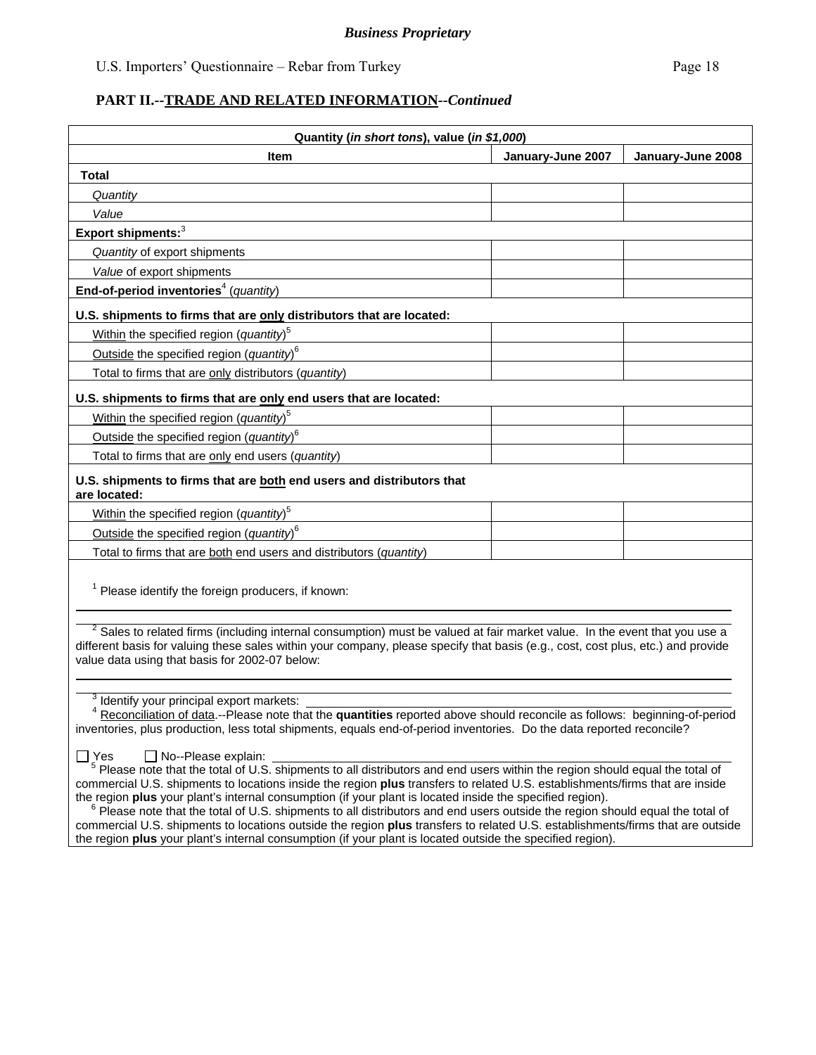*Business Proprietary*

U.S. Importers' Questionnaire – Rebar from Turkey

## PART II.--TRADE AND RELATED INFORMATION--*Continued*

| Quantity (*in short tons*), value (*in $1,000*) | | |
|---|---|---|
| **Item** | **January-June 2007** | **January-June 2008** |
| **Total** | | |
| *Quantity* | | |
| *Value* | | |
| **Export shipments:**[3] | | |
| *Quantity* of export shipments | | |
| *Value* of export shipments | | |
| **End-of-period inventories**[4] (*quantity*) | | |
| **U.S. shipments to firms that are only distributors that are located:** | | |
| Within the specified region (*quantity*)[5] | | |
| Outside the specified region (*quantity*)[6] | | |
| Total to firms that are only distributors (*quantity*) | | |
| **U.S. shipments to firms that are only end users that are located:** | | |
| Within the specified region (*quantity*)[5] | | |
| Outside the specified region (*quantity*)[6] | | |
| Total to firms that are only end users (*quantity*) | | |
| **U.S. shipments to firms that are both end users and distributors that are located:** | | |
| Within the specified region (*quantity*)[5] | | |
| Outside the specified region (*quantity*)[6] | | |
| Total to firms that are both end users and distributors (*quantity*) | | |

[1] Please identify the foreign producers, if known: ______________________________

[2] Sales to related firms (including internal consumption) must be valued at fair market value. In the event that you use a different basis for valuing these sales within your company, please specify that basis (e.g., cost, cost plus, etc.) and provide value data using that basis for 2002-07 below:

______________________________

[3] Identify your principal export markets: ______________________________

[4] Reconciliation of data.--Please note that the **quantities** reported above should reconcile as follows: beginning-of-period inventories, plus production, less total shipments, equals end-of-period inventories. Do the data reported reconcile?

☐ Yes ☐ No--Please explain: ______________________________

[5] Please note that the total of U.S. shipments to all distributors and end users within the region should equal the total of commercial U.S. shipments to locations inside the region **plus** transfers to related U.S. establishments/firms that are inside the region **plus** your plant's internal consumption (if your plant is located inside the specified region).

[6] Please note that the total of U.S. shipments to all distributors and end users outside the region should equal the total of commercial U.S. shipments to locations outside the region **plus** transfers to related U.S. establishments/firms that are outside the region **plus** your plant's internal consumption (if your plant is located outside the specified region).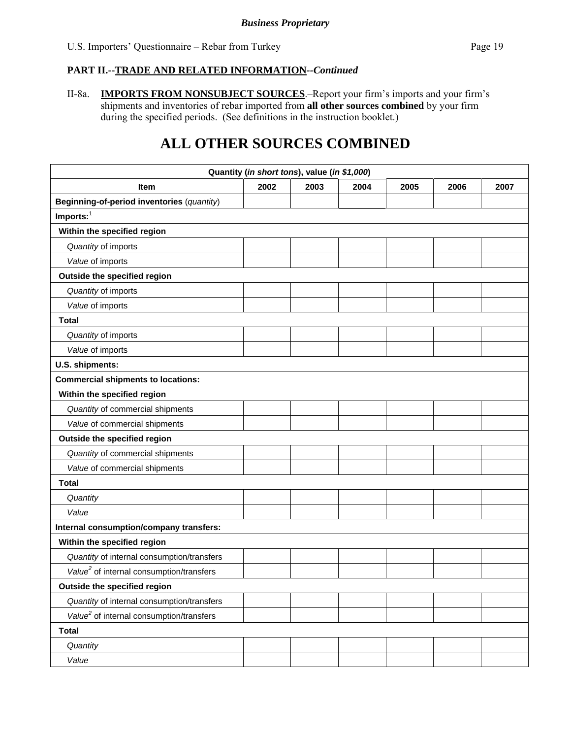***Business Proprietary***

**PART II.--TRADE AND RELATED INFORMATION--*Continued***

II-8a. **IMPORTS FROM NONSUBJECT SOURCES**.–Report your firm's imports and your firm's shipments and inventories of rebar imported from **all other sources combined** by your firm during the specified periods. (See definitions in the instruction booklet.)

# ALL OTHER SOURCES COMBINED

| **Quantity (*in short tons*), value (*in $1,000*)** | | | | | | |
|---|---|---|---|---|---|---|
| **Item** | **2002** | **2003** | **2004** | **2005** | **2006** | **2007** |
| **Beginning-of-period inventories** (*quantity*) | | | | | | |
| **Imports:**[1] | | | | | | |
| **Within the specified region** | | | | | | |
| *Quantity* of imports | | | | | | |
| *Value* of imports | | | | | | |
| **Outside the specified region** | | | | | | |
| *Quantity* of imports | | | | | | |
| *Value* of imports | | | | | | |
| **Total** | | | | | | |
| *Quantity* of imports | | | | | | |
| *Value* of imports | | | | | | |
| **U.S. shipments:** | | | | | | |
| **Commercial shipments to locations:** | | | | | | |
| **Within the specified region** | | | | | | |
| *Quantity* of commercial shipments | | | | | | |
| *Value* of commercial shipments | | | | | | |
| **Outside the specified region** | | | | | | |
| *Quantity* of commercial shipments | | | | | | |
| *Value* of commercial shipments | | | | | | |
| **Total** | | | | | | |
| *Quantity* | | | | | | |
| *Value* | | | | | | |
| **Internal consumption/company transfers:** | | | | | | |
| **Within the specified region** | | | | | | |
| *Quantity* of internal consumption/transfers | | | | | | |
| *Value*[2] of internal consumption/transfers | | | | | | |
| **Outside the specified region** | | | | | | |
| *Quantity* of internal consumption/transfers | | | | | | |
| *Value*[2] of internal consumption/transfers | | | | | | |
| **Total** | | | | | | |
| *Quantity* | | | | | | |
| *Value* | | | | | | |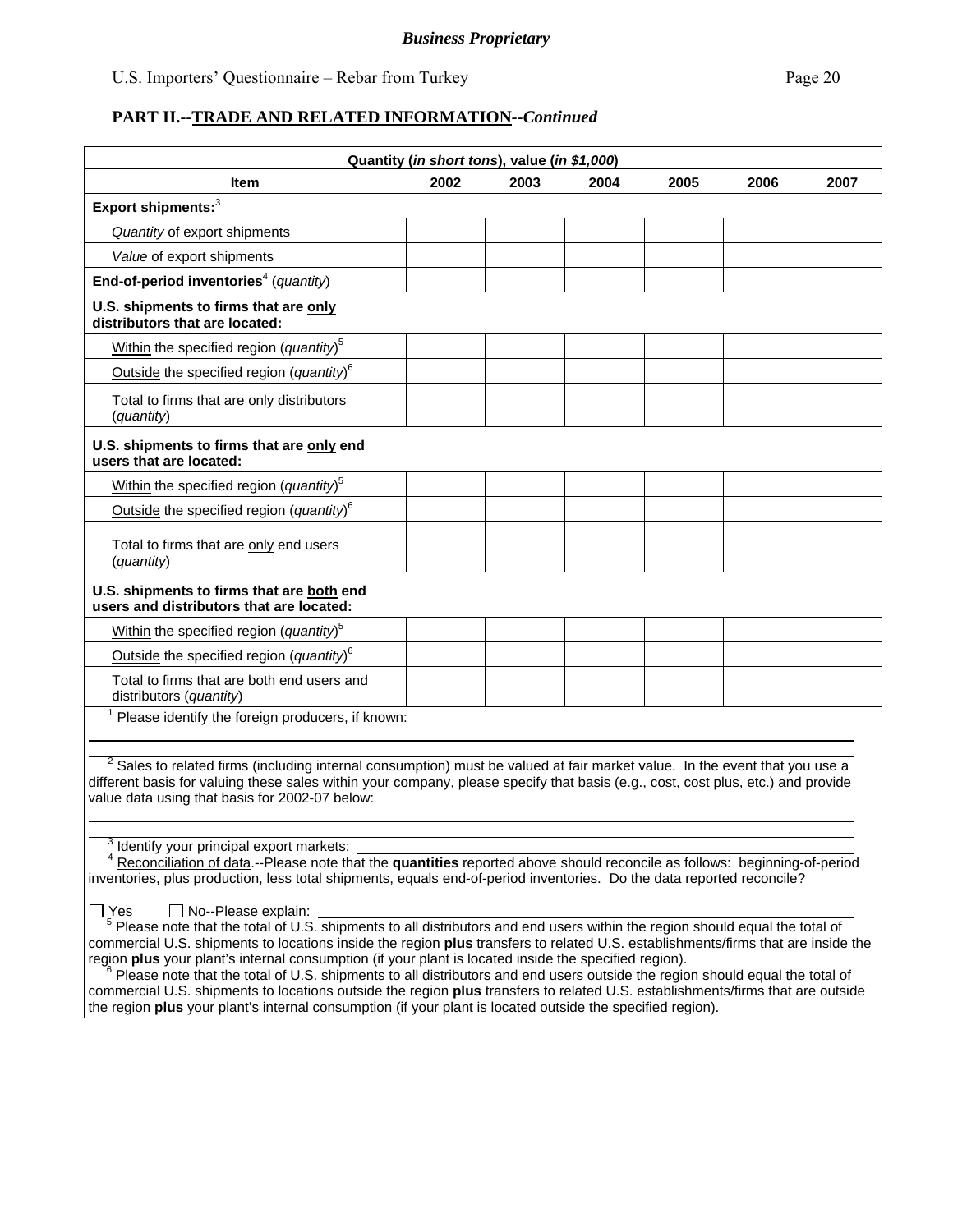*Business Proprietary*

U.S. Importers' Questionnaire – Rebar from Turkey

**PART II.--TRADE AND RELATED INFORMATION--*Continued***

| Quantity (*in short tons*), value (*in $1,000*) | | | | | | |
|---|---|---|---|---|---|---|
| **Item** | **2002** | **2003** | **2004** | **2005** | **2006** | **2007** |
| **Export shipments:**[3] | | | | | | |
| *Quantity* of export shipments | | | | | | |
| *Value* of export shipments | | | | | | |
| **End-of-period inventories**[4] (*quantity*) | | | | | | |
| **U.S. shipments to firms that are only distributors that are located:** | | | | | | |
| Within the specified region (*quantity*)[5] | | | | | | |
| Outside the specified region (*quantity*)[6] | | | | | | |
| Total to firms that are only distributors (*quantity*) | | | | | | |
| **U.S. shipments to firms that are only end users that are located:** | | | | | | |
| Within the specified region (*quantity*)[5] | | | | | | |
| Outside the specified region (*quantity*)[6] | | | | | | |
| Total to firms that are only end users (*quantity*) | | | | | | |
| **U.S. shipments to firms that are both end users and distributors that are located:** | | | | | | |
| Within the specified region (*quantity*)[5] | | | | | | |
| Outside the specified region (*quantity*)[6] | | | | | | |
| Total to firms that are both end users and distributors (*quantity*) | | | | | | |

[1] Please identify the foreign producers, if known: ______________________________

[2] Sales to related firms (including internal consumption) must be valued at fair market value. In the event that you use a different basis for valuing these sales within your company, please specify that basis (e.g., cost, cost plus, etc.) and provide value data using that basis for 2002-07 below:

______________________________

[3] Identify your principal export markets: ______________________________

[4] Reconciliation of data.--Please note that the **quantities** reported above should reconcile as follows: beginning-of-period inventories, plus production, less total shipments, equals end-of-period inventories. Do the data reported reconcile?

☐ Yes ☐ No--Please explain: ______________________________

[5] Please note that the total of U.S. shipments to all distributors and end users within the region should equal the total of commercial U.S. shipments to locations inside the region **plus** transfers to related U.S. establishments/firms that are inside the region **plus** your plant's internal consumption (if your plant is located inside the specified region).

[6] Please note that the total of U.S. shipments to all distributors and end users outside the region should equal the total of commercial U.S. shipments to locations outside the region **plus** transfers to related U.S. establishments/firms that are outside the region **plus** your plant's internal consumption (if your plant is located outside the specified region).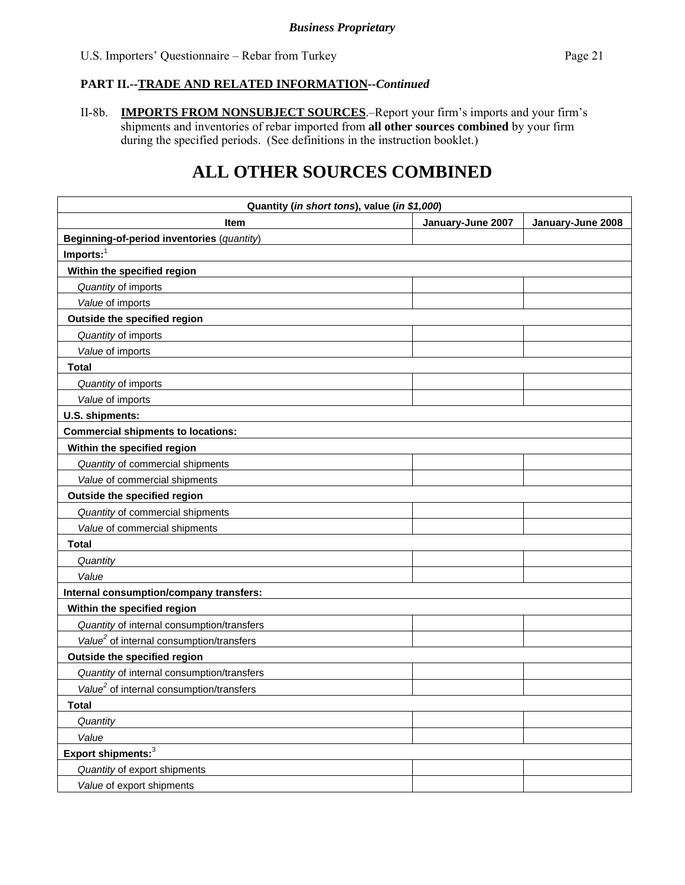**PART II.--TRADE AND RELATED INFORMATION--*Continued***

II-8b. **IMPORTS FROM NONSUBJECT SOURCES**.–Report your firm's imports and your firm's shipments and inventories of rebar imported from **all other sources combined** by your firm during the specified periods. (See definitions in the instruction booklet.)

# ALL OTHER SOURCES COMBINED

| Quantity (*in short tons*), value (*in $1,000*) | | |
|---|---|---|
| **Item** | **January-June 2007** | **January-June 2008** |
| **Beginning-of-period inventories** (*quantity*) | | |
| **Imports:**[1] | | |
| **Within the specified region** | | |
| *Quantity* of imports | | |
| *Value* of imports | | |
| **Outside the specified region** | | |
| *Quantity* of imports | | |
| *Value* of imports | | |
| **Total** | | |
| *Quantity* of imports | | |
| *Value* of imports | | |
| **U.S. shipments:** | | |
| **Commercial shipments to locations:** | | |
| **Within the specified region** | | |
| *Quantity* of commercial shipments | | |
| *Value* of commercial shipments | | |
| **Outside the specified region** | | |
| *Quantity* of commercial shipments | | |
| *Value* of commercial shipments | | |
| **Total** | | |
| *Quantity* | | |
| *Value* | | |
| **Internal consumption/company transfers:** | | |
| **Within the specified region** | | |
| *Quantity* of internal consumption/transfers | | |
| *Value*[2] of internal consumption/transfers | | |
| **Outside the specified region** | | |
| *Quantity* of internal consumption/transfers | | |
| *Value*[2] of internal consumption/transfers | | |
| **Total** | | |
| *Quantity* | | |
| *Value* | | |
| **Export shipments:**[3] | | |
| *Quantity* of export shipments | | |
| *Value* of export shipments | | |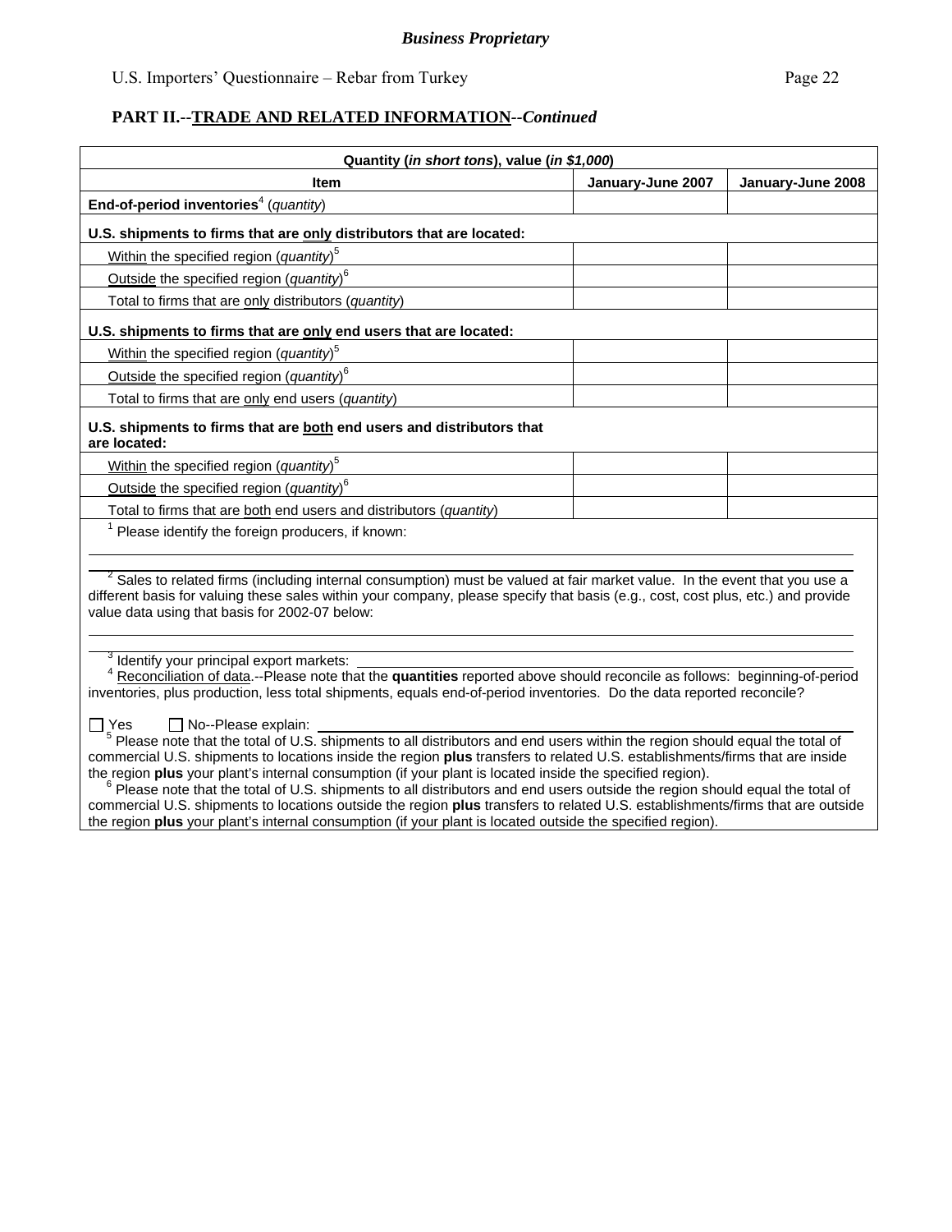**PART II.--TRADE AND RELATED INFORMATION--*Continued***

| Quantity (*in short tons*), value (*in $1,000*) | | |
|---|---|---|
| **Item** | **January-June 2007** | **January-June 2008** |
| **End-of-period inventories**[4] (*quantity*) | | |
| **U.S. shipments to firms that are only distributors that are located:** | | |
| Within the specified region (*quantity*)[5] | | |
| Outside the specified region (*quantity*)[6] | | |
| Total to firms that are only distributors (*quantity*) | | |
| **U.S. shipments to firms that are only end users that are located:** | | |
| Within the specified region (*quantity*)[5] | | |
| Outside the specified region (*quantity*)[6] | | |
| Total to firms that are only end users (*quantity*) | | |
| **U.S. shipments to firms that are both end users and distributors that are located:** | | |
| Within the specified region (*quantity*)[5] | | |
| Outside the specified region (*quantity*)[6] | | |
| Total to firms that are both end users and distributors (*quantity*) | | |

[1] Please identify the foreign producers, if known:

______________________________________________________________________________

[2] Sales to related firms (including internal consumption) must be valued at fair market value. In the event that you use a different basis for valuing these sales within your company, please specify that basis (e.g., cost, cost plus, etc.) and provide value data using that basis for 2002-07 below:

______________________________________________________________________________

[3] Identify your principal export markets: ______________________________________________

[4] Reconciliation of data.--Please note that the **quantities** reported above should reconcile as follows: beginning-of-period inventories, plus production, less total shipments, equals end-of-period inventories. Do the data reported reconcile?

☐ Yes ☐ No--Please explain: ______________________________________________

[5] Please note that the total of U.S. shipments to all distributors and end users within the region should equal the total of commercial U.S. shipments to locations inside the region **plus** transfers to related U.S. establishments/firms that are inside the region **plus** your plant's internal consumption (if your plant is located inside the specified region).

[6] Please note that the total of U.S. shipments to all distributors and end users outside the region should equal the total of commercial U.S. shipments to locations outside the region **plus** transfers to related U.S. establishments/firms that are outside the region **plus** your plant's internal consumption (if your plant is located outside the specified region).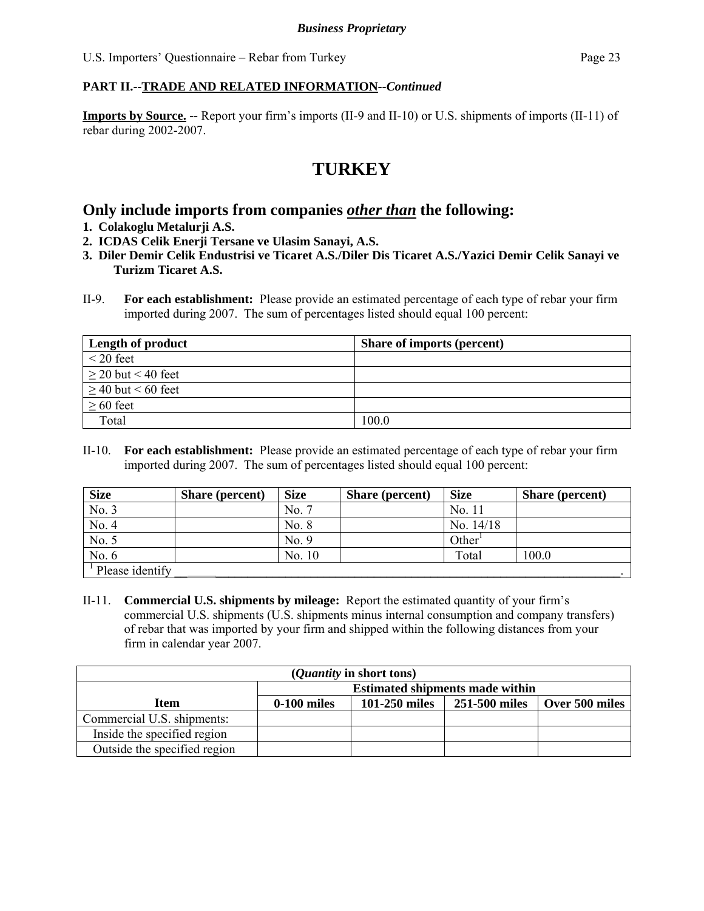**PART II.--TRADE AND RELATED INFORMATION--*Continued***

**Imports by Source.** -- Report your firm's imports (II-9 and II-10) or U.S. shipments of imports (II-11) of rebar during 2002-2007.

# TURKEY

## Only include imports from companies *other than* the following:

1. **Colakoglu Metalurji A.S.**
2. **ICDAS Celik Enerji Tersane ve Ulasim Sanayi, A.S.**
3. **Diler Demir Celik Endustrisi ve Ticaret A.S./Diler Dis Ticaret A.S./Yazici Demir Celik Sanayi ve Turizm Ticaret A.S.**

II-9. **For each establishment:** Please provide an estimated percentage of each type of rebar your firm imported during 2007. The sum of percentages listed should equal 100 percent:

| Length of product | Share of imports (percent) |
|---|---|
| < 20 feet | |
| ≥ 20 but < 40 feet | |
| ≥ 40 but < 60 feet | |
| ≥ 60 feet | |
| Total | 100.0 |

II-10. **For each establishment:** Please provide an estimated percentage of each type of rebar your firm imported during 2007. The sum of percentages listed should equal 100 percent:

| Size | Share (percent) | Size | Share (percent) | Size | Share (percent) |
|---|---|---|---|---|---|
| No. 3 | | No. 7 | | No. 11 | |
| No. 4 | | No. 8 | | No. 14/18 | |
| No. 5 | | No. 9 | | Other[1] | |
| No. 6 | | No. 10 | | Total | 100.0 |

[1] Please identify ______________________________________________________________.

II-11. **Commercial U.S. shipments by mileage:** Report the estimated quantity of your firm's commercial U.S. shipments (U.S. shipments minus internal consumption and company transfers) of rebar that was imported by your firm and shipped within the following distances from your firm in calendar year 2007.

| (*Quantity* in short tons) | | | | |
|---|---|---|---|---|
| | **Estimated shipments made within** | | | |
| **Item** | **0-100 miles** | **101-250 miles** | **251-500 miles** | **Over 500 miles** |
| Commercial U.S. shipments: | | | | |
| Inside the specified region | | | | |
| Outside the specified region | | | | |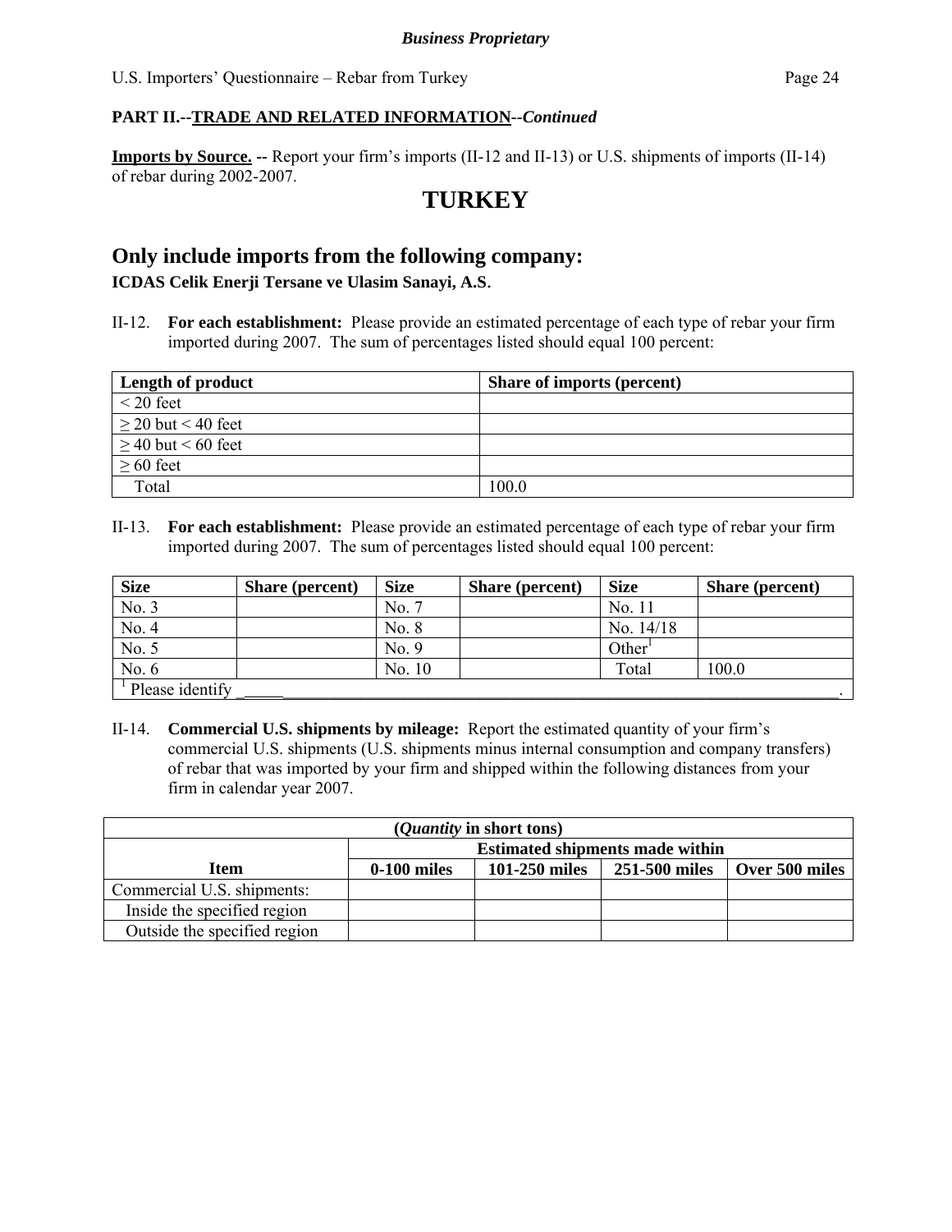**PART II.--TRADE AND RELATED INFORMATION--*Continued***

**Imports by Source.** -- Report your firm's imports (II-12 and II-13) or U.S. shipments of imports (II-14) of rebar during 2002-2007.

# TURKEY

## Only include imports from the following company:

**ICDAS Celik Enerji Tersane ve Ulasim Sanayi, A.S.**

II-12. **For each establishment:** Please provide an estimated percentage of each type of rebar your firm imported during 2007. The sum of percentages listed should equal 100 percent:

| Length of product | Share of imports (percent) |
|---|---|
| < 20 feet | |
| ≥ 20 but < 40 feet | |
| ≥ 40 but < 60 feet | |
| ≥ 60 feet | |
| Total | 100.0 |

II-13. **For each establishment:** Please provide an estimated percentage of each type of rebar your firm imported during 2007. The sum of percentages listed should equal 100 percent:

| Size | Share (percent) | Size | Share (percent) | Size | Share (percent) |
|---|---|---|---|---|---|
| No. 3 | | No. 7 | | No. 11 | |
| No. 4 | | No. 8 | | No. 14/18 | |
| No. 5 | | No. 9 | | Other[1] | |
| No. 6 | | No. 10 | | Total | 100.0 |

[1] Please identify ______________________________________________________________________.

II-14. **Commercial U.S. shipments by mileage:** Report the estimated quantity of your firm's commercial U.S. shipments (U.S. shipments minus internal consumption and company transfers) of rebar that was imported by your firm and shipped within the following distances from your firm in calendar year 2007.

| (*Quantity* in short tons) | | | | |
|---|---|---|---|---|
| | Estimated shipments made within | | | |
| Item | 0-100 miles | 101-250 miles | 251-500 miles | Over 500 miles |
| Commercial U.S. shipments: | | | | |
| Inside the specified region | | | | |
| Outside the specified region | | | | |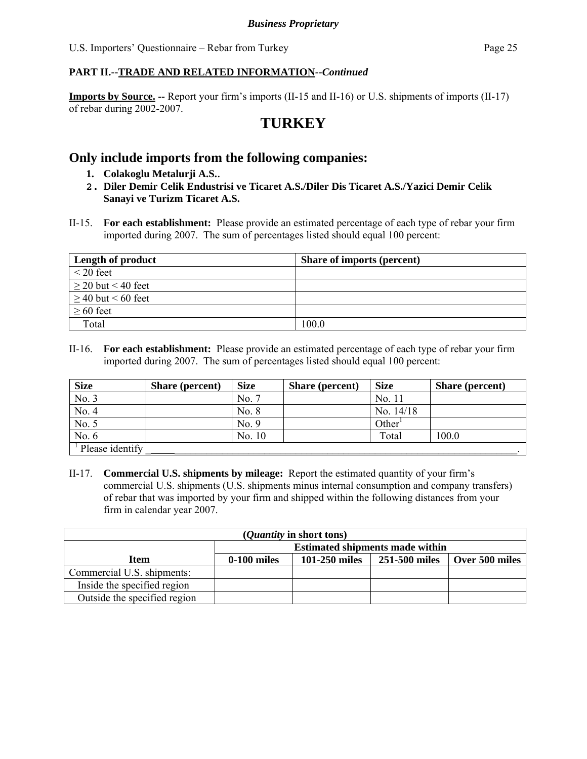**Business Proprietary**

**PART II.--TRADE AND RELATED INFORMATION--*Continued***

**Imports by Source. --** Report your firm's imports (II-15 and II-16) or U.S. shipments of imports (II-17) of rebar during 2002-2007.

# TURKEY

## Only include imports from the following companies:

1. **Colakoglu Metalurji A.S.**.
2. **Diler Demir Celik Endustrisi ve Ticaret A.S./Diler Dis Ticaret A.S./Yazici Demir Celik Sanayi ve Turizm Ticaret A.S.**

II-15. **For each establishment:** Please provide an estimated percentage of each type of rebar your firm imported during 2007. The sum of percentages listed should equal 100 percent:

| Length of product | Share of imports (percent) |
|---|---|
| < 20 feet | |
| ≥ 20 but < 40 feet | |
| ≥ 40 but < 60 feet | |
| ≥ 60 feet | |
| Total | 100.0 |

II-16. **For each establishment:** Please provide an estimated percentage of each type of rebar your firm imported during 2007. The sum of percentages listed should equal 100 percent:

| Size | Share (percent) | Size | Share (percent) | Size | Share (percent) |
|---|---|---|---|---|---|
| No. 3 | | No. 7 | | No. 11 | |
| No. 4 | | No. 8 | | No. 14/18 | |
| No. 5 | | No. 9 | | Other[1] | |
| No. 6 | | No. 10 | | Total | 100.0 |

[1] Please identify ______________________________________________________________________.

II-17. **Commercial U.S. shipments by mileage:** Report the estimated quantity of your firm's commercial U.S. shipments (U.S. shipments minus internal consumption and company transfers) of rebar that was imported by your firm and shipped within the following distances from your firm in calendar year 2007.

| (*Quantity* in short tons) | | | | |
|---|---|---|---|---|
| Item | Estimated shipments made within | | | |
| | 0-100 miles | 101-250 miles | 251-500 miles | Over 500 miles |
| Commercial U.S. shipments: | | | | |
| Inside the specified region | | | | |
| Outside the specified region | | | | |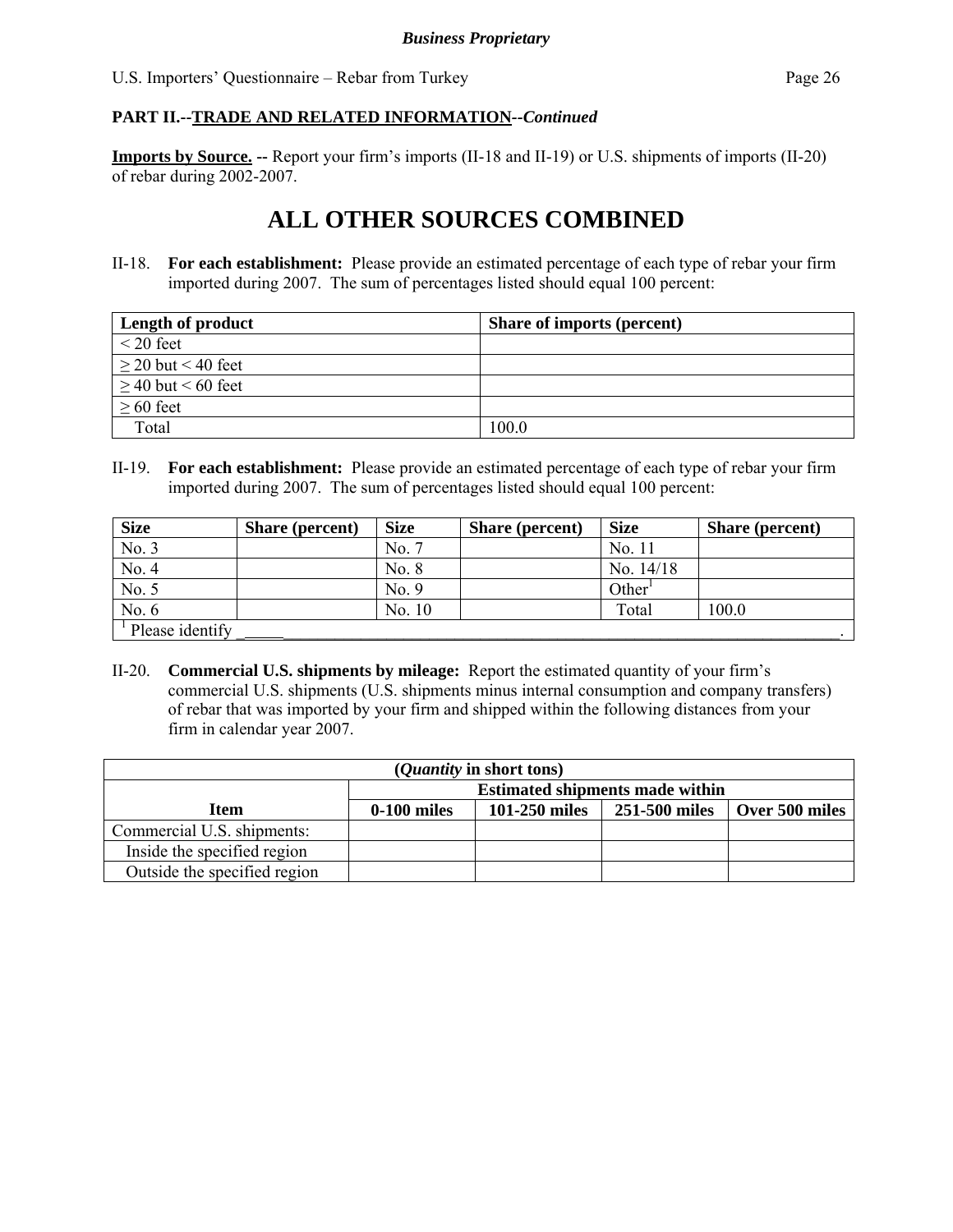**PART II.--TRADE AND RELATED INFORMATION--*Continued***

**Imports by Source. --** Report your firm's imports (II-18 and II-19) or U.S. shipments of imports (II-20) of rebar during 2002-2007.

# ALL OTHER SOURCES COMBINED

II-18. **For each establishment:** Please provide an estimated percentage of each type of rebar your firm imported during 2007. The sum of percentages listed should equal 100 percent:

| Length of product | Share of imports (percent) |
|---|---|
| < 20 feet | |
| ≥ 20 but < 40 feet | |
| ≥ 40 but < 60 feet | |
| ≥ 60 feet | |
| Total | 100.0 |

II-19. **For each establishment:** Please provide an estimated percentage of each type of rebar your firm imported during 2007. The sum of percentages listed should equal 100 percent:

| Size | Share (percent) | Size | Share (percent) | Size | Share (percent) |
|---|---|---|---|---|---|
| No. 3 | | No. 7 | | No. 11 | |
| No. 4 | | No. 8 | | No. 14/18 | |
| No. 5 | | No. 9 | | Other[1] | |
| No. 6 | | No. 10 | | Total | 100.0 |

[1] Please identify ________________________________________________________________________.

II-20. **Commercial U.S. shipments by mileage:** Report the estimated quantity of your firm's commercial U.S. shipments (U.S. shipments minus internal consumption and company transfers) of rebar that was imported by your firm and shipped within the following distances from your firm in calendar year 2007.

| (*Quantity* in short tons) | | | | |
|---|---|---|---|---|
| Item | Estimated shipments made within | | | |
| | 0-100 miles | 101-250 miles | 251-500 miles | Over 500 miles |
| Commercial U.S. shipments: | | | | |
| Inside the specified region | | | | |
| Outside the specified region | | | | |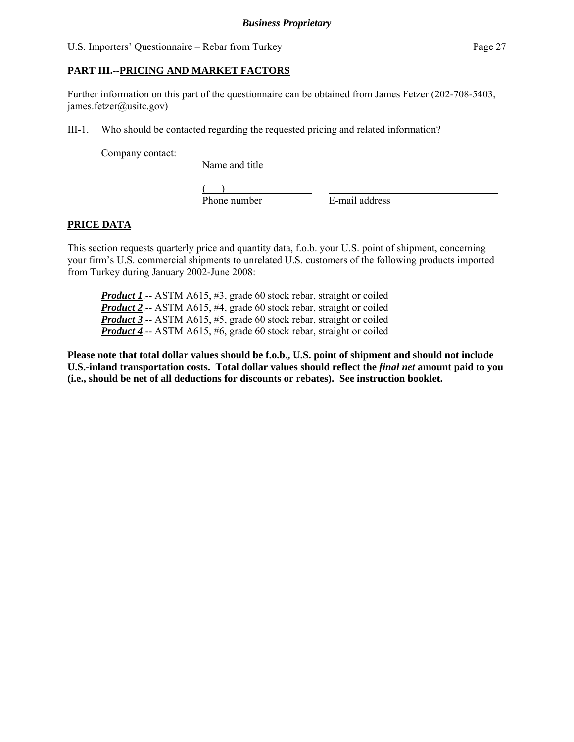## PART III.--PRICING AND MARKET FACTORS

Further information on this part of the questionnaire can be obtained from James Fetzer (202-708-5403, james.fetzer@usitc.gov)

III-1. Who should be contacted regarding the requested pricing and related information?

Company contact: ______________________________________________
Name and title

(     ) ____________________    ______________________________
Phone number    E-mail address

### PRICE DATA

This section requests quarterly price and quantity data, f.o.b. your U.S. point of shipment, concerning your firm's U.S. commercial shipments to unrelated U.S. customers of the following products imported from Turkey during January 2002-June 2008:

***Product 1***.-- ASTM A615, #3, grade 60 stock rebar, straight or coiled
***Product 2***.-- ASTM A615, #4, grade 60 stock rebar, straight or coiled
***Product 3***.-- ASTM A615, #5, grade 60 stock rebar, straight or coiled
***Product 4***.-- ASTM A615, #6, grade 60 stock rebar, straight or coiled

**Please note that total dollar values should be f.o.b., U.S. point of shipment and should not include U.S.-inland transportation costs. Total dollar values should reflect the *final net* amount paid to you (i.e., should be net of all deductions for discounts or rebates). See instruction booklet.**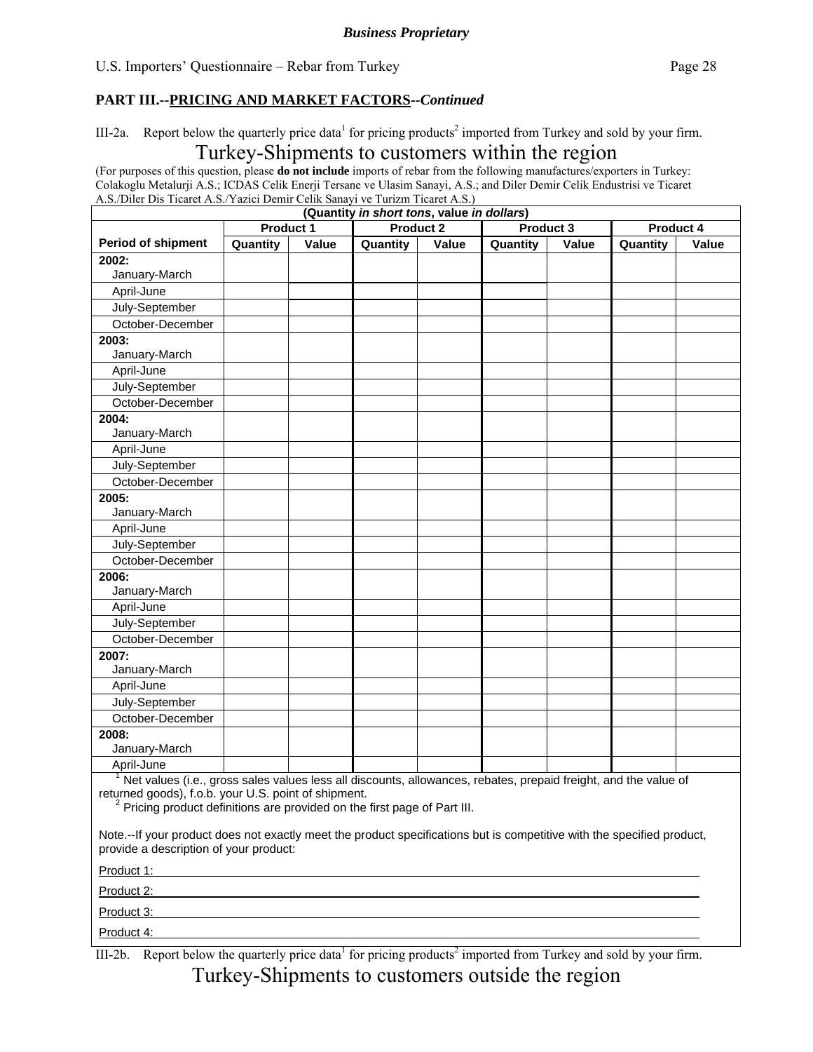**PART III.--PRICING AND MARKET FACTORS--*Continued***

III-2a. Report below the quarterly price data[1] for pricing products[2] imported from Turkey and sold by your firm.

## Turkey-Shipments to customers within the region

(For purposes of this question, please **do not include** imports of rebar from the following manufactures/exporters in Turkey: Colakoglu Metalurji A.S.; ICDAS Celik Enerji Tersane ve Ulasim Sanayi, A.S.; and Diler Demir Celik Endustrisi ve Ticaret A.S./Diler Dis Ticaret A.S./Yazici Demir Celik Sanayi ve Turizm Ticaret A.S.)

| (Quantity *in short tons*, value *in dollars*) | | | | | | | | |
|---|---|---|---|---|---|---|---|---|
| | Product 1 | | Product 2 | | Product 3 | | Product 4 | |
| **Period of shipment** | **Quantity** | **Value** | **Quantity** | **Value** | **Quantity** | **Value** | **Quantity** | **Value** |
| **2002:** January-March | | | | | | | | |
| April-June | | | | | | | | |
| July-September | | | | | | | | |
| October-December | | | | | | | | |
| **2003:** January-March | | | | | | | | |
| April-June | | | | | | | | |
| July-September | | | | | | | | |
| October-December | | | | | | | | |
| **2004:** January-March | | | | | | | | |
| April-June | | | | | | | | |
| July-September | | | | | | | | |
| October-December | | | | | | | | |
| **2005:** January-March | | | | | | | | |
| April-June | | | | | | | | |
| July-September | | | | | | | | |
| October-December | | | | | | | | |
| **2006:** January-March | | | | | | | | |
| April-June | | | | | | | | |
| July-September | | | | | | | | |
| October-December | | | | | | | | |
| **2007:** January-March | | | | | | | | |
| April-June | | | | | | | | |
| July-September | | | | | | | | |
| October-December | | | | | | | | |
| **2008:** January-March | | | | | | | | |
| April-June | | | | | | | | |

[1] Net values (i.e., gross sales values less all discounts, allowances, rebates, prepaid freight, and the value of returned goods), f.o.b. your U.S. point of shipment.

[2] Pricing product definitions are provided on the first page of Part III.

Note.--If your product does not exactly meet the product specifications but is competitive with the specified product, provide a description of your product:

Product 1: \_\_\_\_\_\_\_\_\_\_

Product 2: \_\_\_\_\_\_\_\_\_\_

Product 3: \_\_\_\_\_\_\_\_\_\_

Product 4: \_\_\_\_\_\_\_\_\_\_

III-2b. Report below the quarterly price data[1] for pricing products[2] imported from Turkey and sold by your firm.

## Turkey-Shipments to customers outside the region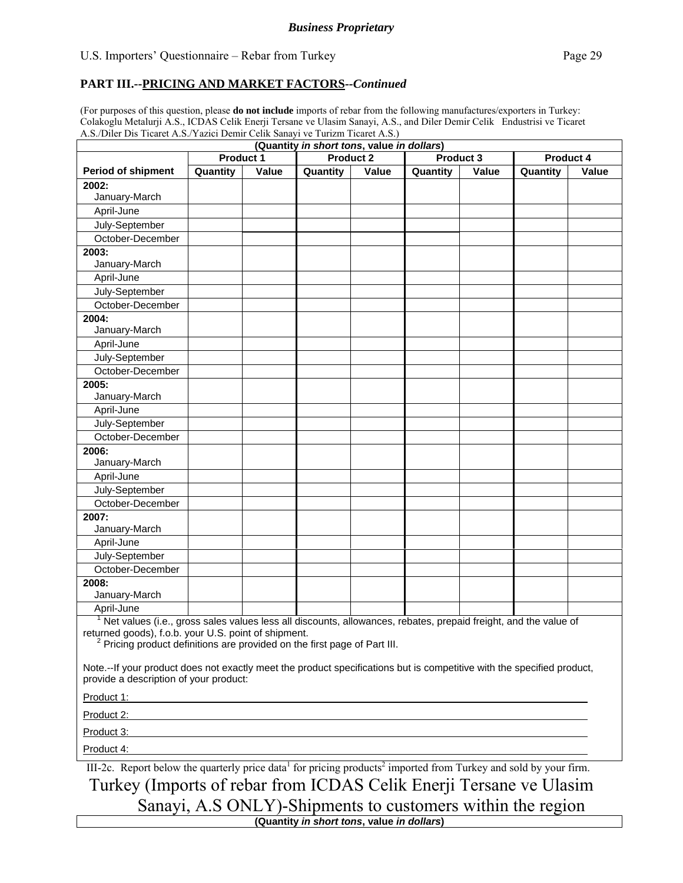**Business Proprietary**

## PART III.--PRICING AND MARKET FACTORS--*Continued*

(For purposes of this question, please **do not include** imports of rebar from the following manufactures/exporters in Turkey: Colakoglu Metalurji A.S., ICDAS Celik Enerji Tersane ve Ulasim Sanayi, A.S., and Diler Demir Celik Endustrisi ve Ticaret A.S./Diler Dis Ticaret A.S./Yazici Demir Celik Sanayi ve Turizm Ticaret A.S.)

| (Quantity *in short tons*, value *in dollars*) | | | | | | | | |
|---|---|---|---|---|---|---|---|---|
| | Product 1 | | Product 2 | | Product 3 | | Product 4 | |
| **Period of shipment** | **Quantity** | **Value** | **Quantity** | **Value** | **Quantity** | **Value** | **Quantity** | **Value** |
| **2002:** January-March | | | | | | | | |
| April-June | | | | | | | | |
| July-September | | | | | | | | |
| October-December | | | | | | | | |
| **2003:** January-March | | | | | | | | |
| April-June | | | | | | | | |
| July-September | | | | | | | | |
| October-December | | | | | | | | |
| **2004:** January-March | | | | | | | | |
| April-June | | | | | | | | |
| July-September | | | | | | | | |
| October-December | | | | | | | | |
| **2005:** January-March | | | | | | | | |
| April-June | | | | | | | | |
| July-September | | | | | | | | |
| October-December | | | | | | | | |
| **2006:** January-March | | | | | | | | |
| April-June | | | | | | | | |
| July-September | | | | | | | | |
| October-December | | | | | | | | |
| **2007:** January-March | | | | | | | | |
| April-June | | | | | | | | |
| July-September | | | | | | | | |
| October-December | | | | | | | | |
| **2008:** January-March | | | | | | | | |
| April-June | | | | | | | | |

[1] Net values (i.e., gross sales values less all discounts, allowances, rebates, prepaid freight, and the value of returned goods), f.o.b. your U.S. point of shipment.

[2] Pricing product definitions are provided on the first page of Part III.

Note.--If your product does not exactly meet the product specifications but is competitive with the specified product, provide a description of your product:

Product 1: \_\_\_\_\_\_\_\_\_\_\_\_\_\_\_\_\_\_\_\_

Product 2: \_\_\_\_\_\_\_\_\_\_\_\_\_\_\_\_\_\_\_\_

Product 3: \_\_\_\_\_\_\_\_\_\_\_\_\_\_\_\_\_\_\_\_

Product 4: \_\_\_\_\_\_\_\_\_\_\_\_\_\_\_\_\_\_\_\_

III-2c. Report below the quarterly price data[1] for pricing products[2] imported from Turkey and sold by your firm.

### Turkey (Imports of rebar from ICDAS Celik Enerji Tersane ve Ulasim Sanayi, A.S ONLY)-Shipments to customers within the region

(Quantity *in short tons*, value *in dollars*)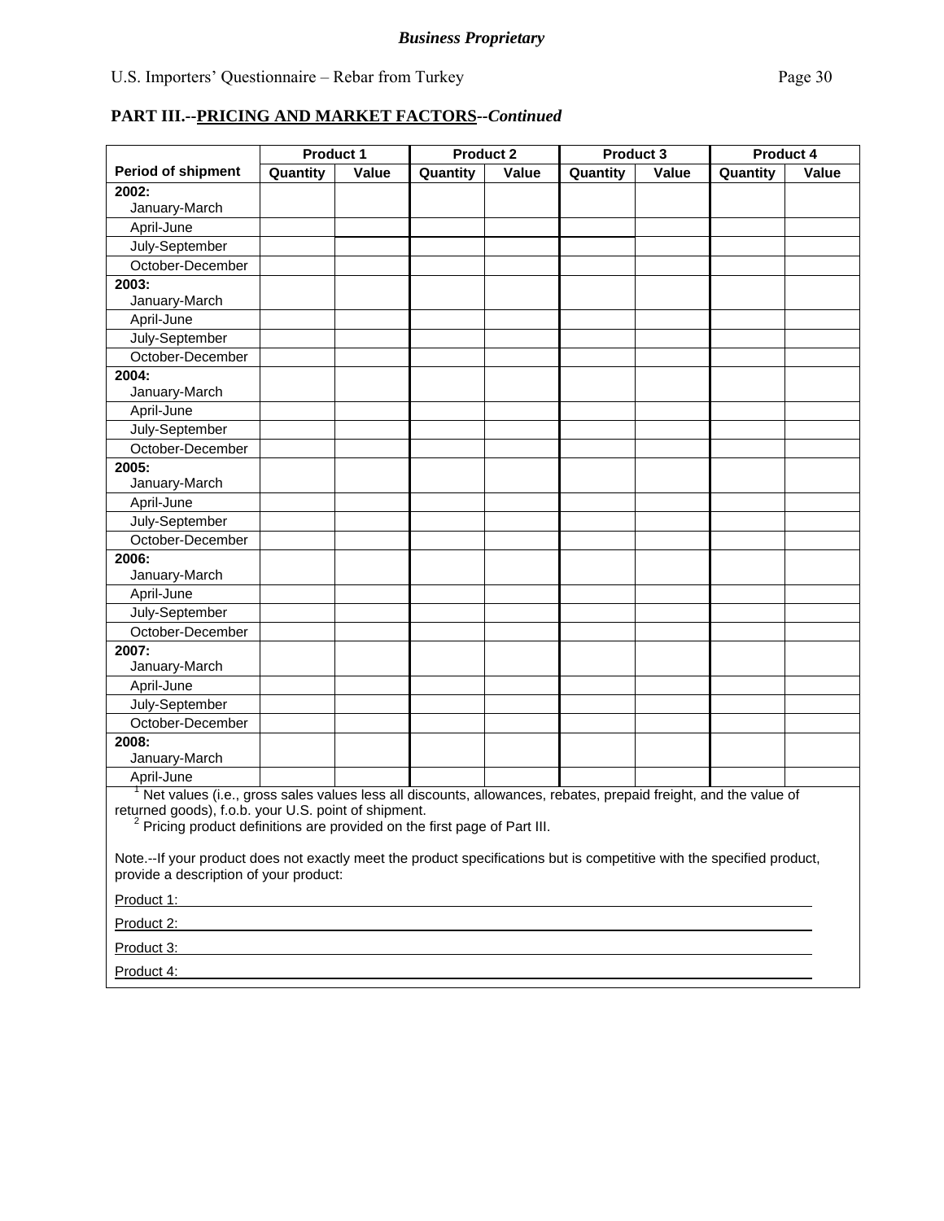## PART III.--PRICING AND MARKET FACTORS--*Continued*

| Period of shipment | Product 1 | | Product 2 | | Product 3 | | Product 4 | |
|---|---|---|---|---|---|---|---|---|
| | Quantity | Value | Quantity | Value | Quantity | Value | Quantity | Value |
| **2002:** January-March | | | | | | | | |
| April-June | | | | | | | | |
| July-September | | | | | | | | |
| October-December | | | | | | | | |
| **2003:** January-March | | | | | | | | |
| April-June | | | | | | | | |
| July-September | | | | | | | | |
| October-December | | | | | | | | |
| **2004:** January-March | | | | | | | | |
| April-June | | | | | | | | |
| July-September | | | | | | | | |
| October-December | | | | | | | | |
| **2005:** January-March | | | | | | | | |
| April-June | | | | | | | | |
| July-September | | | | | | | | |
| October-December | | | | | | | | |
| **2006:** January-March | | | | | | | | |
| April-June | | | | | | | | |
| July-September | | | | | | | | |
| October-December | | | | | | | | |
| **2007:** January-March | | | | | | | | |
| April-June | | | | | | | | |
| July-September | | | | | | | | |
| October-December | | | | | | | | |
| **2008:** January-March | | | | | | | | |
| April-June | | | | | | | | |

[1] Net values (i.e., gross sales values less all discounts, allowances, rebates, prepaid freight, and the value of returned goods), f.o.b. your U.S. point of shipment.

[2] Pricing product definitions are provided on the first page of Part III.

Note.--If your product does not exactly meet the product specifications but is competitive with the specified product, provide a description of your product:

Product 1: \_\_\_\_\_\_\_\_\_\_\_\_\_\_\_\_\_\_\_\_\_\_\_\_\_\_\_\_\_\_\_\_\_\_\_\_\_\_\_\_

Product 2: \_\_\_\_\_\_\_\_\_\_\_\_\_\_\_\_\_\_\_\_\_\_\_\_\_\_\_\_\_\_\_\_\_\_\_\_\_\_\_\_

Product 3: \_\_\_\_\_\_\_\_\_\_\_\_\_\_\_\_\_\_\_\_\_\_\_\_\_\_\_\_\_\_\_\_\_\_\_\_\_\_\_\_

Product 4: \_\_\_\_\_\_\_\_\_\_\_\_\_\_\_\_\_\_\_\_\_\_\_\_\_\_\_\_\_\_\_\_\_\_\_\_\_\_\_\_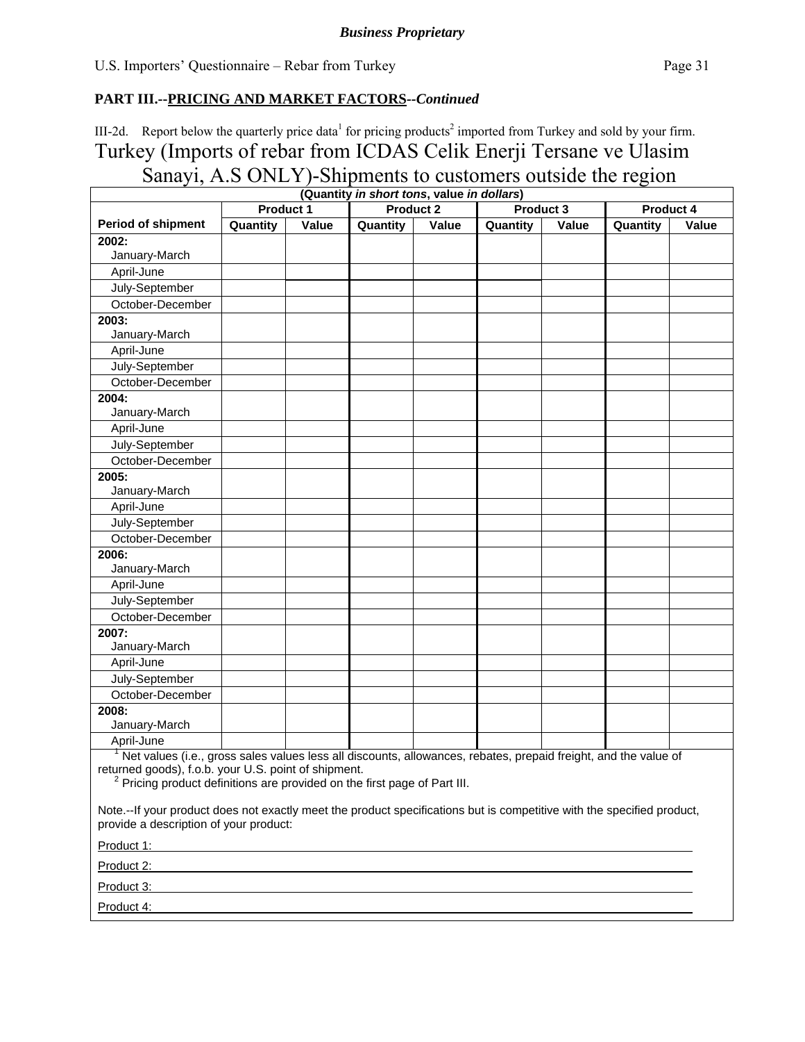*Business Proprietary*

U.S. Importers' Questionnaire – Rebar from Turkey

**PART III.--PRICING AND MARKET FACTORS--*Continued***

III-2d. Report below the quarterly price data[1] for pricing products[2] imported from Turkey and sold by your firm.

# Turkey (Imports of rebar from ICDAS Celik Enerji Tersane ve Ulasim Sanayi, A.S ONLY)-Shipments to customers outside the region

| (Quantity *in short tons*, value *in dollars*) | | | | | | | | |
|---|---|---|---|---|---|---|---|---|
| | **Product 1** | | **Product 2** | | **Product 3** | | **Product 4** | |
| **Period of shipment** | **Quantity** | **Value** | **Quantity** | **Value** | **Quantity** | **Value** | **Quantity** | **Value** |
| **2002:** January-March | | | | | | | | |
| April-June | | | | | | | | |
| July-September | | | | | | | | |
| October-December | | | | | | | | |
| **2003:** January-March | | | | | | | | |
| April-June | | | | | | | | |
| July-September | | | | | | | | |
| October-December | | | | | | | | |
| **2004:** January-March | | | | | | | | |
| April-June | | | | | | | | |
| July-September | | | | | | | | |
| October-December | | | | | | | | |
| **2005:** January-March | | | | | | | | |
| April-June | | | | | | | | |
| July-September | | | | | | | | |
| October-December | | | | | | | | |
| **2006:** January-March | | | | | | | | |
| April-June | | | | | | | | |
| July-September | | | | | | | | |
| October-December | | | | | | | | |
| **2007:** January-March | | | | | | | | |
| April-June | | | | | | | | |
| July-September | | | | | | | | |
| October-December | | | | | | | | |
| **2008:** January-March | | | | | | | | |
| April-June | | | | | | | | |

[1] Net values (i.e., gross sales values less all discounts, allowances, rebates, prepaid freight, and the value of returned goods), f.o.b. your U.S. point of shipment.

[2] Pricing product definitions are provided on the first page of Part III.

Note.--If your product does not exactly meet the product specifications but is competitive with the specified product, provide a description of your product:

Product 1: \_\_\_\_\_\_\_\_\_\_\_\_\_\_\_\_\_\_\_\_\_\_\_\_\_\_\_\_\_\_\_\_\_\_\_\_\_\_\_\_

Product 2: \_\_\_\_\_\_\_\_\_\_\_\_\_\_\_\_\_\_\_\_\_\_\_\_\_\_\_\_\_\_\_\_\_\_\_\_\_\_\_\_

Product 3: \_\_\_\_\_\_\_\_\_\_\_\_\_\_\_\_\_\_\_\_\_\_\_\_\_\_\_\_\_\_\_\_\_\_\_\_\_\_\_\_

Product 4: \_\_\_\_\_\_\_\_\_\_\_\_\_\_\_\_\_\_\_\_\_\_\_\_\_\_\_\_\_\_\_\_\_\_\_\_\_\_\_\_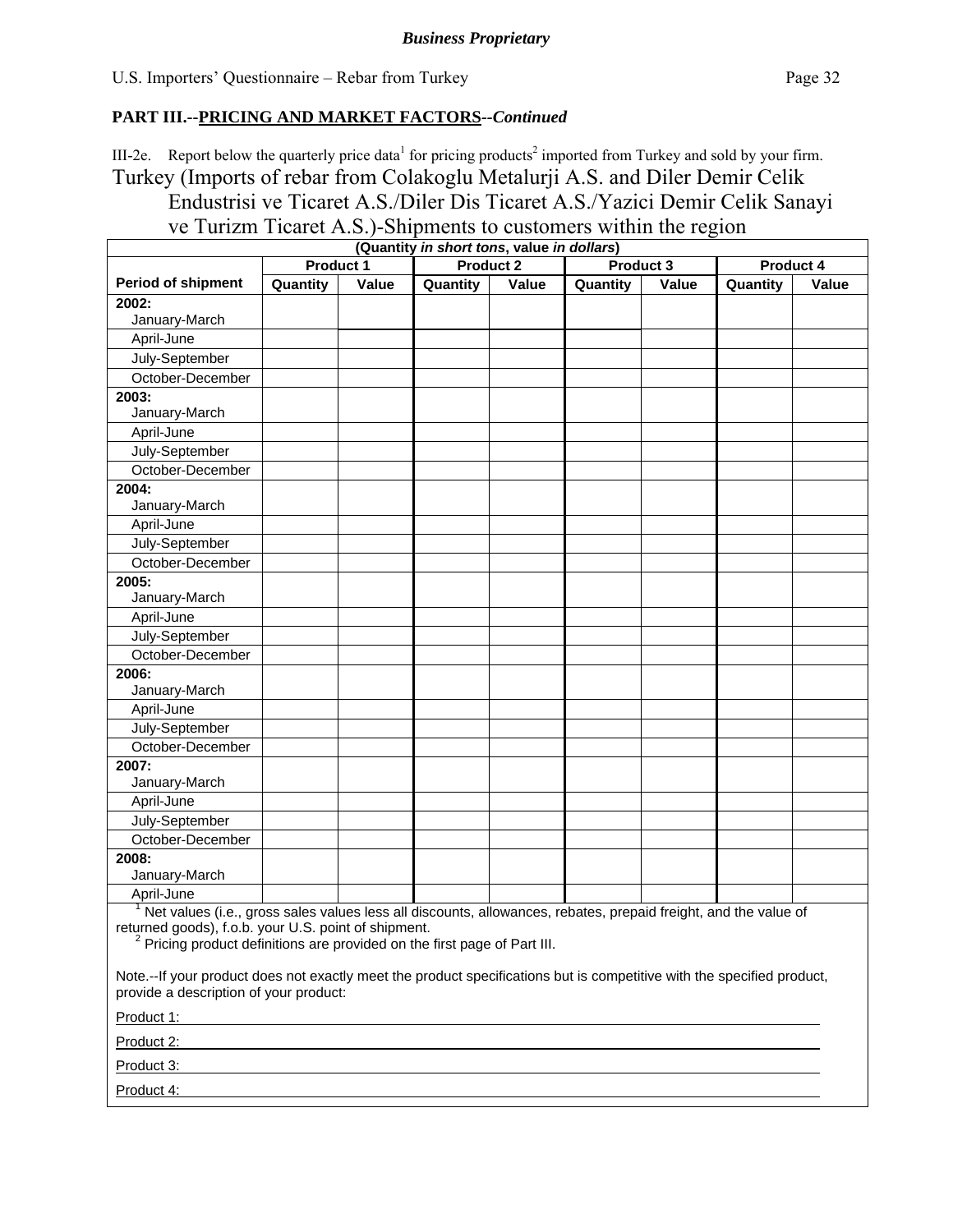*Business Proprietary*

**PART III.--PRICING AND MARKET FACTORS--*Continued***

III-2e. Report below the quarterly price data[1] for pricing products[2] imported from Turkey and sold by your firm.

Turkey (Imports of rebar from Colakoglu Metalurji A.S. and Diler Demir Celik Endustrisi ve Ticaret A.S./Diler Dis Ticaret A.S./Yazici Demir Celik Sanayi ve Turizm Ticaret A.S.)-Shipments to customers within the region

(Quantity *in short tons*, value *in dollars*)

| Period of shipment | Product 1 | | Product 2 | | Product 3 | | Product 4 | |
|---|---|---|---|---|---|---|---|---|
| | Quantity | Value | Quantity | Value | Quantity | Value | Quantity | Value |
| **2002:** January-March | | | | | | | | |
| April-June | | | | | | | | |
| July-September | | | | | | | | |
| October-December | | | | | | | | |
| **2003:** January-March | | | | | | | | |
| April-June | | | | | | | | |
| July-September | | | | | | | | |
| October-December | | | | | | | | |
| **2004:** January-March | | | | | | | | |
| April-June | | | | | | | | |
| July-September | | | | | | | | |
| October-December | | | | | | | | |
| **2005:** January-March | | | | | | | | |
| April-June | | | | | | | | |
| July-September | | | | | | | | |
| October-December | | | | | | | | |
| **2006:** January-March | | | | | | | | |
| April-June | | | | | | | | |
| July-September | | | | | | | | |
| October-December | | | | | | | | |
| **2007:** January-March | | | | | | | | |
| April-June | | | | | | | | |
| July-September | | | | | | | | |
| October-December | | | | | | | | |
| **2008:** January-March | | | | | | | | |
| April-June | | | | | | | | |

[1] Net values (i.e., gross sales values less all discounts, allowances, rebates, prepaid freight, and the value of returned goods), f.o.b. your U.S. point of shipment.

[2] Pricing product definitions are provided on the first page of Part III.

Note.--If your product does not exactly meet the product specifications but is competitive with the specified product, provide a description of your product:

Product 1: \_\_\_\_\_\_\_\_\_\_\_\_\_\_\_\_\_\_\_\_\_\_\_\_\_\_\_\_\_\_\_\_\_\_\_\_\_\_\_\_

Product 2: \_\_\_\_\_\_\_\_\_\_\_\_\_\_\_\_\_\_\_\_\_\_\_\_\_\_\_\_\_\_\_\_\_\_\_\_\_\_\_\_

Product 3: \_\_\_\_\_\_\_\_\_\_\_\_\_\_\_\_\_\_\_\_\_\_\_\_\_\_\_\_\_\_\_\_\_\_\_\_\_\_\_\_

Product 4: \_\_\_\_\_\_\_\_\_\_\_\_\_\_\_\_\_\_\_\_\_\_\_\_\_\_\_\_\_\_\_\_\_\_\_\_\_\_\_\_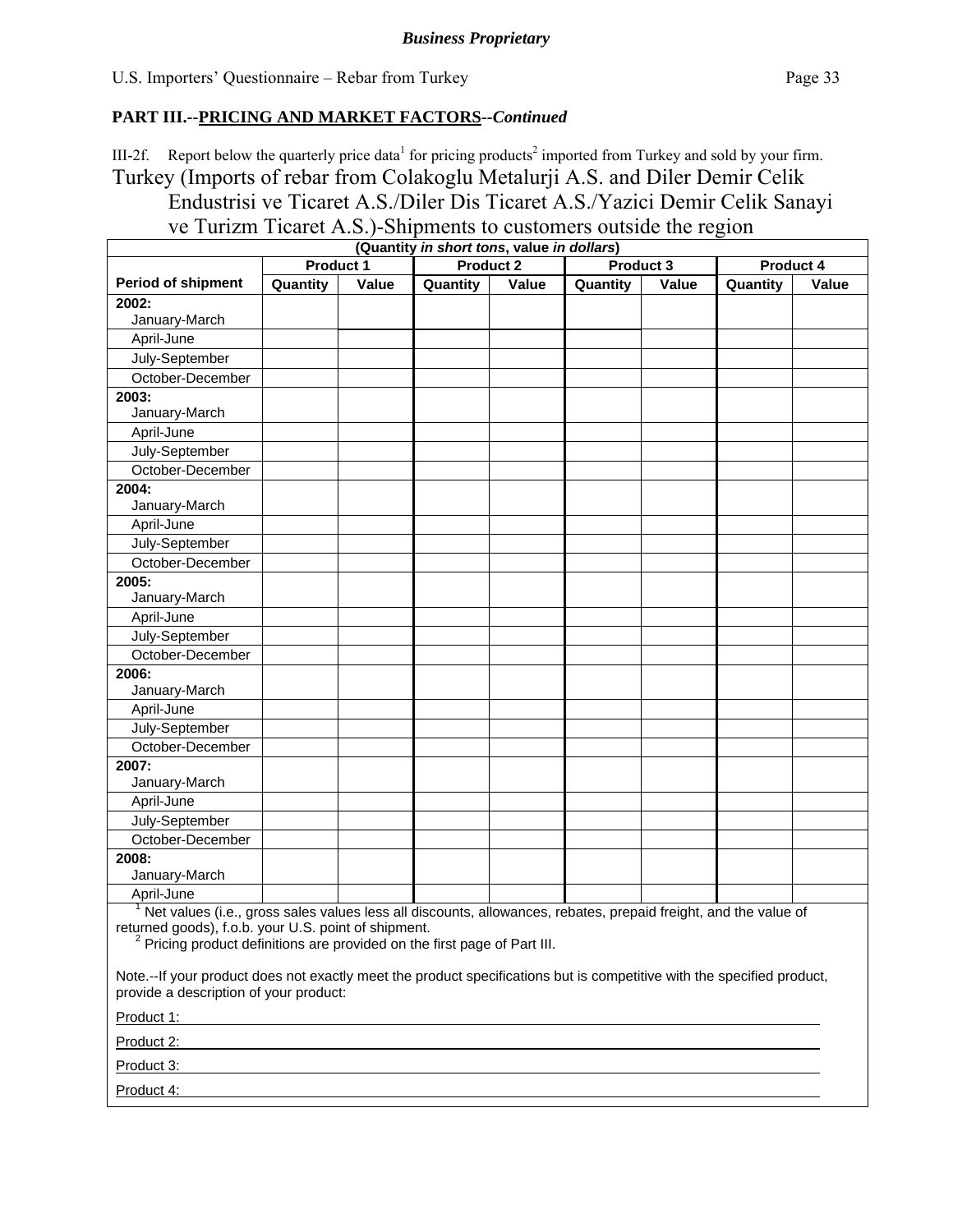***Business Proprietary***

**PART III.--PRICING AND MARKET FACTORS--*Continued***

III-2f. Report below the quarterly price data[1] for pricing products[2] imported from Turkey and sold by your firm.

Turkey (Imports of rebar from Colakoglu Metalurji A.S. and Diler Demir Celik Endustrisi ve Ticaret A.S./Diler Dis Ticaret A.S./Yazici Demir Celik Sanayi ve Turizm Ticaret A.S.)-Shipments to customers outside the region

(Quantity *in short tons*, value *in dollars*)

| Period of shipment | Product 1 | | Product 2 | | Product 3 | | Product 4 | |
|---|---|---|---|---|---|---|---|---|
| | Quantity | Value | Quantity | Value | Quantity | Value | Quantity | Value |
| **2002:** January-March | | | | | | | | |
| April-June | | | | | | | | |
| July-September | | | | | | | | |
| October-December | | | | | | | | |
| **2003:** January-March | | | | | | | | |
| April-June | | | | | | | | |
| July-September | | | | | | | | |
| October-December | | | | | | | | |
| **2004:** January-March | | | | | | | | |
| April-June | | | | | | | | |
| July-September | | | | | | | | |
| October-December | | | | | | | | |
| **2005:** January-March | | | | | | | | |
| April-June | | | | | | | | |
| July-September | | | | | | | | |
| October-December | | | | | | | | |
| **2006:** January-March | | | | | | | | |
| April-June | | | | | | | | |
| July-September | | | | | | | | |
| October-December | | | | | | | | |
| **2007:** January-March | | | | | | | | |
| April-June | | | | | | | | |
| July-September | | | | | | | | |
| October-December | | | | | | | | |
| **2008:** January-March | | | | | | | | |
| April-June | | | | | | | | |

[1] Net values (i.e., gross sales values less all discounts, allowances, rebates, prepaid freight, and the value of returned goods), f.o.b. your U.S. point of shipment.

[2] Pricing product definitions are provided on the first page of Part III.

Note.--If your product does not exactly meet the product specifications but is competitive with the specified product, provide a description of your product:

Product 1: ______________________________

Product 2: ______________________________

Product 3: ______________________________

Product 4: ______________________________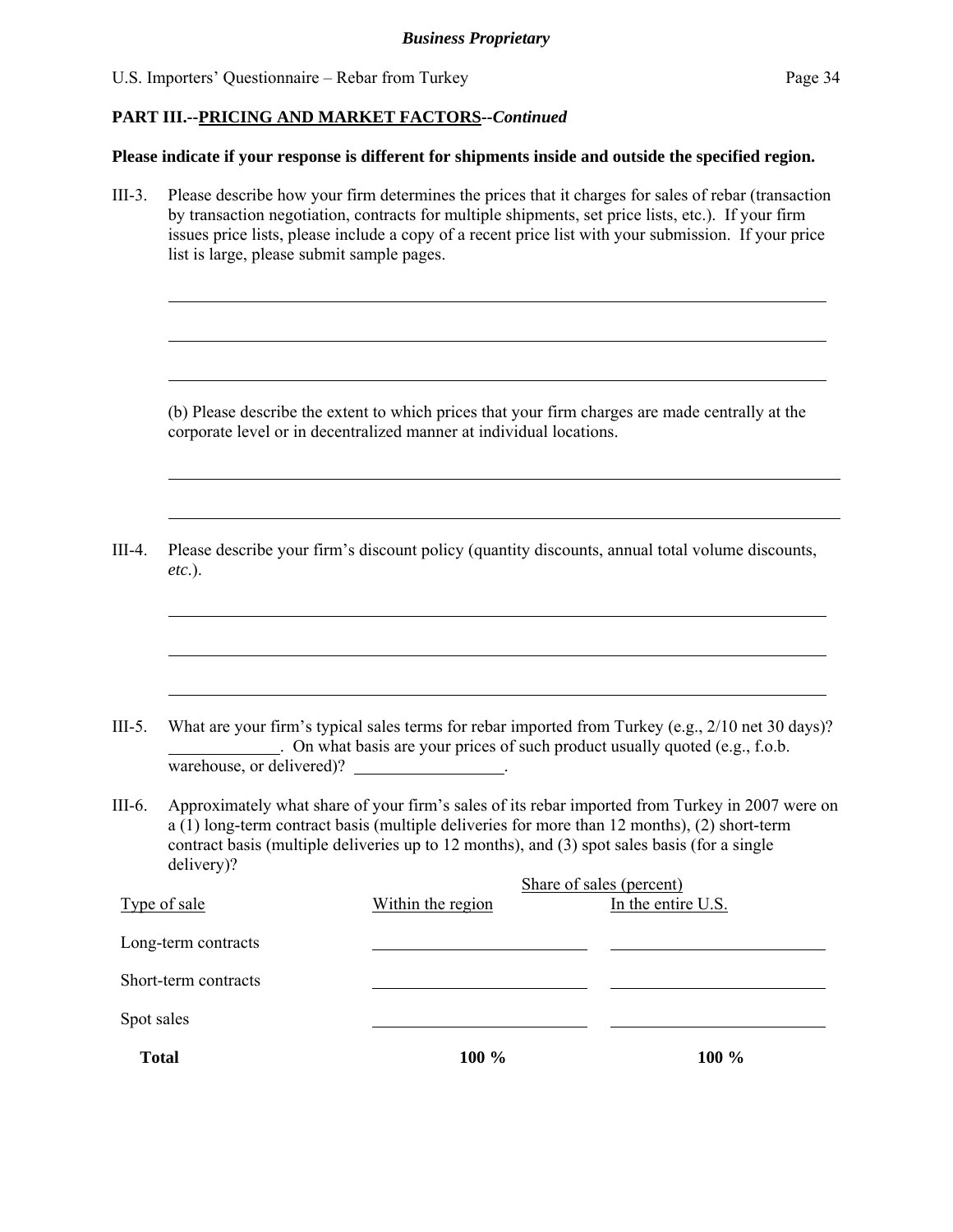**Business Proprietary**

**PART III.--PRICING AND MARKET FACTORS--*Continued***

**Please indicate if your response is different for shipments inside and outside the specified region.**

III-3. Please describe how your firm determines the prices that it charges for sales of rebar (transaction by transaction negotiation, contracts for multiple shipments, set price lists, etc.). If your firm issues price lists, please include a copy of a recent price list with your submission. If your price list is large, please submit sample pages.

______________________________________________________________________

______________________________________________________________________

______________________________________________________________________

(b) Please describe the extent to which prices that your firm charges are made centrally at the corporate level or in decentralized manner at individual locations.

______________________________________________________________________

______________________________________________________________________

III-4. Please describe your firm's discount policy (quantity discounts, annual total volume discounts, *etc*.).

______________________________________________________________________

______________________________________________________________________

______________________________________________________________________

III-5. What are your firm's typical sales terms for rebar imported from Turkey (e.g., 2/10 net 30 days)? ____________. On what basis are your prices of such product usually quoted (e.g., f.o.b. warehouse, or delivered)? ________________.

III-6. Approximately what share of your firm's sales of its rebar imported from Turkey in 2007 were on a (1) long-term contract basis (multiple deliveries for more than 12 months), (2) short-term contract basis (multiple deliveries up to 12 months), and (3) spot sales basis (for a single delivery)?

| | Share of sales (percent) | |
|---|---|---|
| Type of sale | Within the region | In the entire U.S. |
| Long-term contracts | | |
| Short-term contracts | | |
| Spot sales | | |
| **Total** | **100 %** | **100 %** |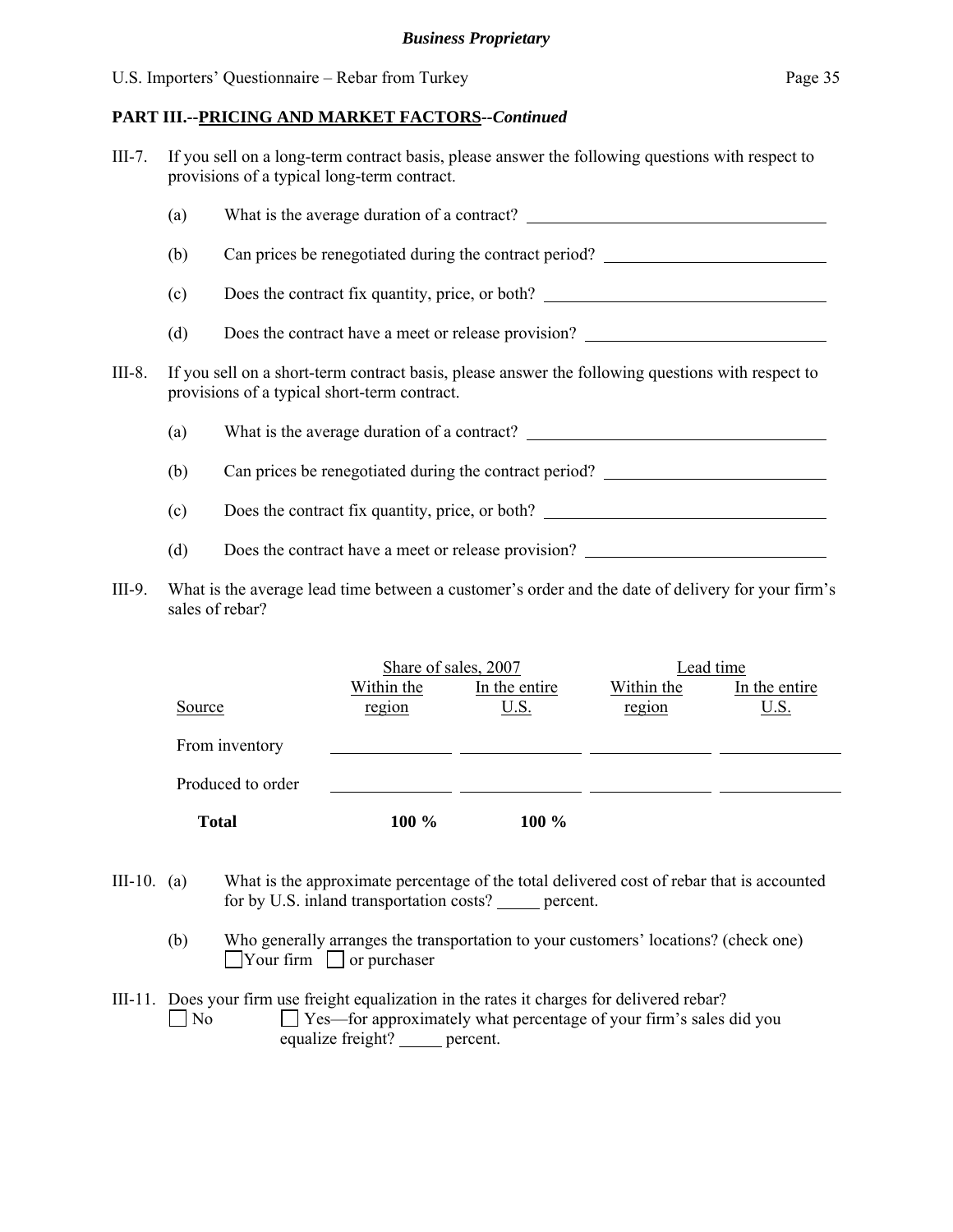**PART III.--PRICING AND MARKET FACTORS--*Continued***

III-7. If you sell on a long-term contract basis, please answer the following questions with respect to provisions of a typical long-term contract.

(a) What is the average duration of a contract? ____________________

(b) Can prices be renegotiated during the contract period? ____________________

(c) Does the contract fix quantity, price, or both? ____________________

(d) Does the contract have a meet or release provision? ____________________

III-8. If you sell on a short-term contract basis, please answer the following questions with respect to provisions of a typical short-term contract.

(a) What is the average duration of a contract? ____________________

(b) Can prices be renegotiated during the contract period? ____________________

(c) Does the contract fix quantity, price, or both? ____________________

(d) Does the contract have a meet or release provision? ____________________

III-9. What is the average lead time between a customer's order and the date of delivery for your firm's sales of rebar?

| | Share of sales, 2007 | | Lead time | |
|---|---|---|---|---|
| Source | Within the region | In the entire U.S. | Within the region | In the entire U.S. |
| From inventory | | | | |
| Produced to order | | | | |
| **Total** | **100 %** | **100 %** | | |

III-10. (a) What is the approximate percentage of the total delivered cost of rebar that is accounted for by U.S. inland transportation costs? _____ percent.

(b) Who generally arranges the transportation to your customers' locations? (check one)
☐ Your firm ☐ or purchaser

III-11. Does your firm use freight equalization in the rates it charges for delivered rebar?
☐ No ☐ Yes—for approximately what percentage of your firm's sales did you equalize freight? _____ percent.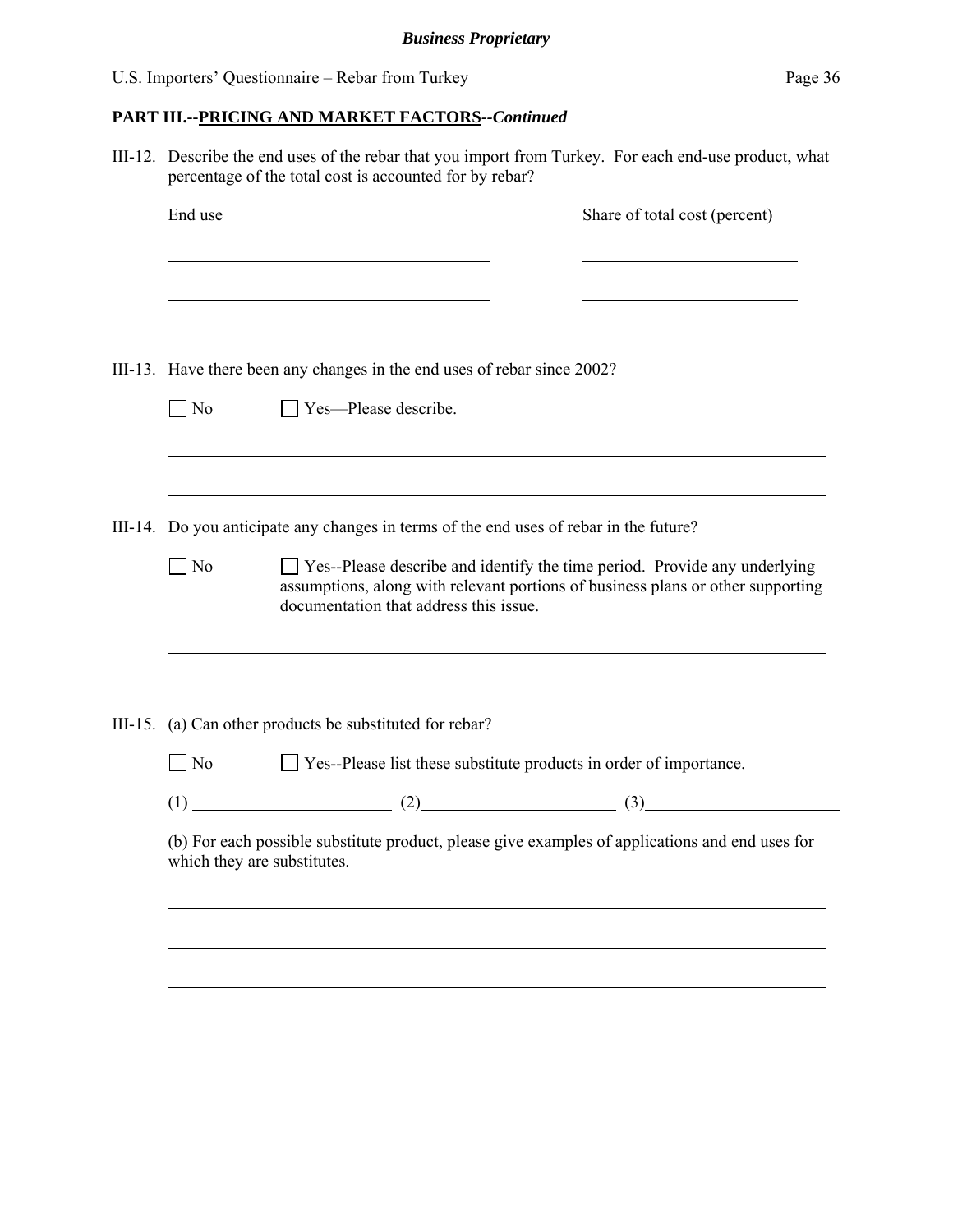## PART III.--PRICING AND MARKET FACTORS--*Continued*

III-12. Describe the end uses of the rebar that you import from Turkey. For each end-use product, what percentage of the total cost is accounted for by rebar?

| End use | Share of total cost (percent) |
|---|---|
| | |
| | |
| | |

III-13. Have there been any changes in the end uses of rebar since 2002?

☐ No ☐ Yes—Please describe.

III-14. Do you anticipate any changes in terms of the end uses of rebar in the future?

☐ No ☐ Yes--Please describe and identify the time period. Provide any underlying assumptions, along with relevant portions of business plans or other supporting documentation that address this issue.

III-15. (a) Can other products be substituted for rebar?

☐ No ☐ Yes--Please list these substitute products in order of importance.

(1) ____________ (2) ____________ (3) ____________

(b) For each possible substitute product, please give examples of applications and end uses for which they are substitutes.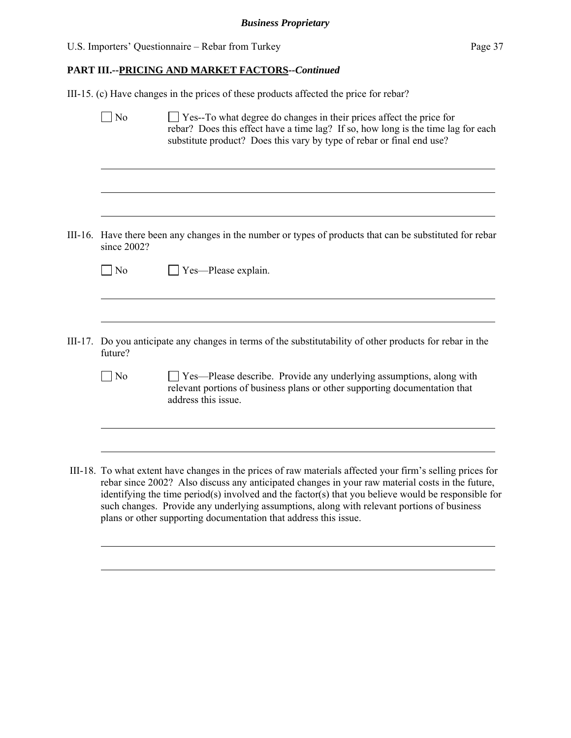## PART III.--PRICING AND MARKET FACTORS--*Continued*

III-15. (c) Have changes in the prices of these products affected the price for rebar?

☐ No ☐ Yes--To what degree do changes in their prices affect the price for rebar? Does this effect have a time lag? If so, how long is the time lag for each substitute product? Does this vary by type of rebar or final end use?

______________________________________________________________________

______________________________________________________________________

______________________________________________________________________

III-16. Have there been any changes in the number or types of products that can be substituted for rebar since 2002?

☐ No ☐ Yes—Please explain.

______________________________________________________________________

______________________________________________________________________

III-17. Do you anticipate any changes in terms of the substitutability of other products for rebar in the future?

☐ No ☐ Yes—Please describe. Provide any underlying assumptions, along with relevant portions of business plans or other supporting documentation that address this issue.

______________________________________________________________________

______________________________________________________________________

III-18. To what extent have changes in the prices of raw materials affected your firm's selling prices for rebar since 2002? Also discuss any anticipated changes in your raw material costs in the future, identifying the time period(s) involved and the factor(s) that you believe would be responsible for such changes. Provide any underlying assumptions, along with relevant portions of business plans or other supporting documentation that address this issue.

______________________________________________________________________

______________________________________________________________________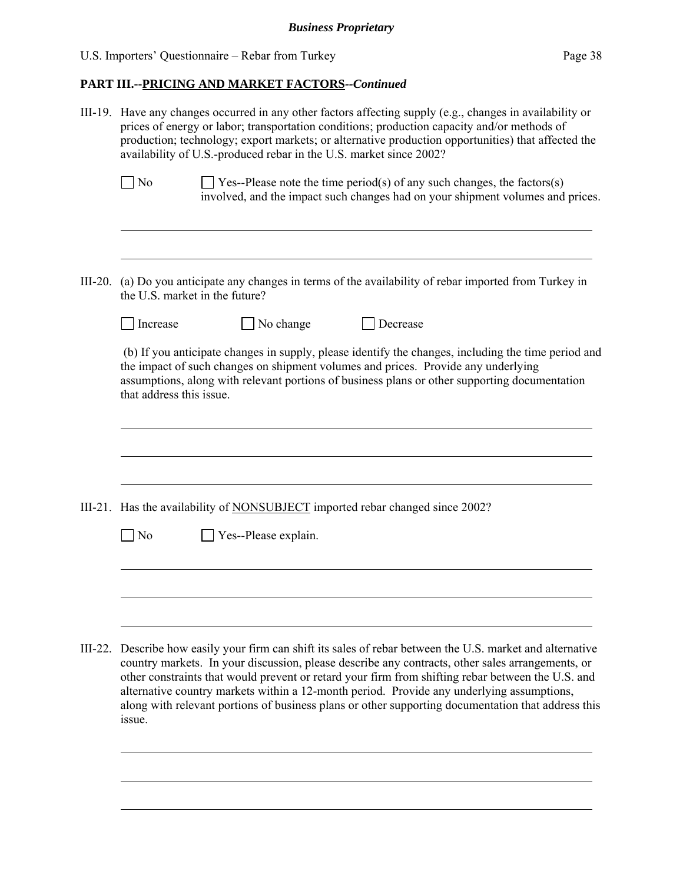## PART III.--PRICING AND MARKET FACTORS--*Continued*

III-19. Have any changes occurred in any other factors affecting supply (e.g., changes in availability or prices of energy or labor; transportation conditions; production capacity and/or methods of production; technology; export markets; or alternative production opportunities) that affected the availability of U.S.-produced rebar in the U.S. market since 2002?

☐ No ☐ Yes--Please note the time period(s) of any such changes, the factors(s) involved, and the impact such changes had on your shipment volumes and prices.

\_\_\_\_\_\_\_\_\_\_\_\_\_\_\_\_\_\_\_\_\_\_\_\_\_\_\_\_\_\_\_\_\_\_\_\_\_\_\_\_\_\_\_\_\_\_\_\_\_\_\_\_\_\_\_\_\_\_\_\_\_\_\_\_\_\_\_\_\_\_\_\_

\_\_\_\_\_\_\_\_\_\_\_\_\_\_\_\_\_\_\_\_\_\_\_\_\_\_\_\_\_\_\_\_\_\_\_\_\_\_\_\_\_\_\_\_\_\_\_\_\_\_\_\_\_\_\_\_\_\_\_\_\_\_\_\_\_\_\_\_\_\_\_\_

III-20. (a) Do you anticipate any changes in terms of the availability of rebar imported from Turkey in the U.S. market in the future?

☐ Increase ☐ No change ☐ Decrease

(b) If you anticipate changes in supply, please identify the changes, including the time period and the impact of such changes on shipment volumes and prices. Provide any underlying assumptions, along with relevant portions of business plans or other supporting documentation that address this issue.

\_\_\_\_\_\_\_\_\_\_\_\_\_\_\_\_\_\_\_\_\_\_\_\_\_\_\_\_\_\_\_\_\_\_\_\_\_\_\_\_\_\_\_\_\_\_\_\_\_\_\_\_\_\_\_\_\_\_\_\_\_\_\_\_\_\_\_\_\_\_\_\_

\_\_\_\_\_\_\_\_\_\_\_\_\_\_\_\_\_\_\_\_\_\_\_\_\_\_\_\_\_\_\_\_\_\_\_\_\_\_\_\_\_\_\_\_\_\_\_\_\_\_\_\_\_\_\_\_\_\_\_\_\_\_\_\_\_\_\_\_\_\_\_\_

\_\_\_\_\_\_\_\_\_\_\_\_\_\_\_\_\_\_\_\_\_\_\_\_\_\_\_\_\_\_\_\_\_\_\_\_\_\_\_\_\_\_\_\_\_\_\_\_\_\_\_\_\_\_\_\_\_\_\_\_\_\_\_\_\_\_\_\_\_\_\_\_

III-21. Has the availability of <u>NONSUBJECT</u> imported rebar changed since 2002?

☐ No ☐ Yes--Please explain.

\_\_\_\_\_\_\_\_\_\_\_\_\_\_\_\_\_\_\_\_\_\_\_\_\_\_\_\_\_\_\_\_\_\_\_\_\_\_\_\_\_\_\_\_\_\_\_\_\_\_\_\_\_\_\_\_\_\_\_\_\_\_\_\_\_\_\_\_\_\_\_\_

\_\_\_\_\_\_\_\_\_\_\_\_\_\_\_\_\_\_\_\_\_\_\_\_\_\_\_\_\_\_\_\_\_\_\_\_\_\_\_\_\_\_\_\_\_\_\_\_\_\_\_\_\_\_\_\_\_\_\_\_\_\_\_\_\_\_\_\_\_\_\_\_

\_\_\_\_\_\_\_\_\_\_\_\_\_\_\_\_\_\_\_\_\_\_\_\_\_\_\_\_\_\_\_\_\_\_\_\_\_\_\_\_\_\_\_\_\_\_\_\_\_\_\_\_\_\_\_\_\_\_\_\_\_\_\_\_\_\_\_\_\_\_\_\_

III-22. Describe how easily your firm can shift its sales of rebar between the U.S. market and alternative country markets. In your discussion, please describe any contracts, other sales arrangements, or other constraints that would prevent or retard your firm from shifting rebar between the U.S. and alternative country markets within a 12-month period. Provide any underlying assumptions, along with relevant portions of business plans or other supporting documentation that address this issue.

\_\_\_\_\_\_\_\_\_\_\_\_\_\_\_\_\_\_\_\_\_\_\_\_\_\_\_\_\_\_\_\_\_\_\_\_\_\_\_\_\_\_\_\_\_\_\_\_\_\_\_\_\_\_\_\_\_\_\_\_\_\_\_\_\_\_\_\_\_\_\_\_

\_\_\_\_\_\_\_\_\_\_\_\_\_\_\_\_\_\_\_\_\_\_\_\_\_\_\_\_\_\_\_\_\_\_\_\_\_\_\_\_\_\_\_\_\_\_\_\_\_\_\_\_\_\_\_\_\_\_\_\_\_\_\_\_\_\_\_\_\_\_\_\_

\_\_\_\_\_\_\_\_\_\_\_\_\_\_\_\_\_\_\_\_\_\_\_\_\_\_\_\_\_\_\_\_\_\_\_\_\_\_\_\_\_\_\_\_\_\_\_\_\_\_\_\_\_\_\_\_\_\_\_\_\_\_\_\_\_\_\_\_\_\_\_\_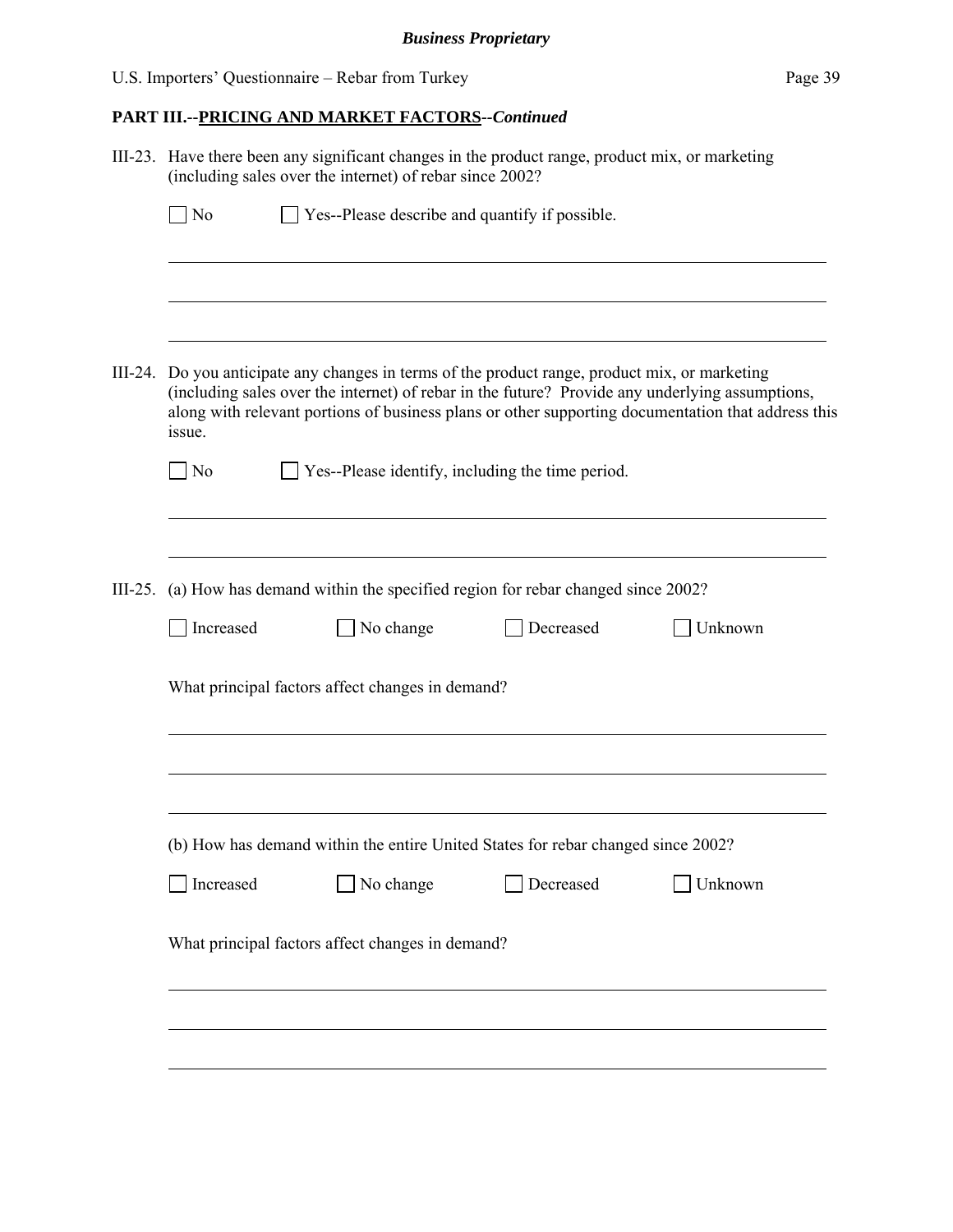## PART III.--PRICING AND MARKET FACTORS--*Continued*

III-23. Have there been any significant changes in the product range, product mix, or marketing (including sales over the internet) of rebar since 2002?

☐ No ☐ Yes--Please describe and quantify if possible.

\_\_\_\_\_\_\_\_\_\_\_\_\_\_\_\_\_\_\_\_\_\_\_\_\_\_\_\_\_\_\_\_\_\_\_\_\_\_\_\_\_\_\_\_\_\_\_\_\_\_\_\_\_\_\_\_\_\_\_\_\_\_\_\_\_\_\_\_\_\_

\_\_\_\_\_\_\_\_\_\_\_\_\_\_\_\_\_\_\_\_\_\_\_\_\_\_\_\_\_\_\_\_\_\_\_\_\_\_\_\_\_\_\_\_\_\_\_\_\_\_\_\_\_\_\_\_\_\_\_\_\_\_\_\_\_\_\_\_\_\_

\_\_\_\_\_\_\_\_\_\_\_\_\_\_\_\_\_\_\_\_\_\_\_\_\_\_\_\_\_\_\_\_\_\_\_\_\_\_\_\_\_\_\_\_\_\_\_\_\_\_\_\_\_\_\_\_\_\_\_\_\_\_\_\_\_\_\_\_\_\_

III-24. Do you anticipate any changes in terms of the product range, product mix, or marketing (including sales over the internet) of rebar in the future? Provide any underlying assumptions, along with relevant portions of business plans or other supporting documentation that address this issue.

☐ No ☐ Yes--Please identify, including the time period.

\_\_\_\_\_\_\_\_\_\_\_\_\_\_\_\_\_\_\_\_\_\_\_\_\_\_\_\_\_\_\_\_\_\_\_\_\_\_\_\_\_\_\_\_\_\_\_\_\_\_\_\_\_\_\_\_\_\_\_\_\_\_\_\_\_\_\_\_\_\_

\_\_\_\_\_\_\_\_\_\_\_\_\_\_\_\_\_\_\_\_\_\_\_\_\_\_\_\_\_\_\_\_\_\_\_\_\_\_\_\_\_\_\_\_\_\_\_\_\_\_\_\_\_\_\_\_\_\_\_\_\_\_\_\_\_\_\_\_\_\_

III-25. (a) How has demand within the specified region for rebar changed since 2002?

☐ Increased ☐ No change ☐ Decreased ☐ Unknown

What principal factors affect changes in demand?

\_\_\_\_\_\_\_\_\_\_\_\_\_\_\_\_\_\_\_\_\_\_\_\_\_\_\_\_\_\_\_\_\_\_\_\_\_\_\_\_\_\_\_\_\_\_\_\_\_\_\_\_\_\_\_\_\_\_\_\_\_\_\_\_\_\_\_\_\_\_

\_\_\_\_\_\_\_\_\_\_\_\_\_\_\_\_\_\_\_\_\_\_\_\_\_\_\_\_\_\_\_\_\_\_\_\_\_\_\_\_\_\_\_\_\_\_\_\_\_\_\_\_\_\_\_\_\_\_\_\_\_\_\_\_\_\_\_\_\_\_

\_\_\_\_\_\_\_\_\_\_\_\_\_\_\_\_\_\_\_\_\_\_\_\_\_\_\_\_\_\_\_\_\_\_\_\_\_\_\_\_\_\_\_\_\_\_\_\_\_\_\_\_\_\_\_\_\_\_\_\_\_\_\_\_\_\_\_\_\_\_

(b) How has demand within the entire United States for rebar changed since 2002?

☐ Increased ☐ No change ☐ Decreased ☐ Unknown

What principal factors affect changes in demand?

\_\_\_\_\_\_\_\_\_\_\_\_\_\_\_\_\_\_\_\_\_\_\_\_\_\_\_\_\_\_\_\_\_\_\_\_\_\_\_\_\_\_\_\_\_\_\_\_\_\_\_\_\_\_\_\_\_\_\_\_\_\_\_\_\_\_\_\_\_\_

\_\_\_\_\_\_\_\_\_\_\_\_\_\_\_\_\_\_\_\_\_\_\_\_\_\_\_\_\_\_\_\_\_\_\_\_\_\_\_\_\_\_\_\_\_\_\_\_\_\_\_\_\_\_\_\_\_\_\_\_\_\_\_\_\_\_\_\_\_\_

\_\_\_\_\_\_\_\_\_\_\_\_\_\_\_\_\_\_\_\_\_\_\_\_\_\_\_\_\_\_\_\_\_\_\_\_\_\_\_\_\_\_\_\_\_\_\_\_\_\_\_\_\_\_\_\_\_\_\_\_\_\_\_\_\_\_\_\_\_\_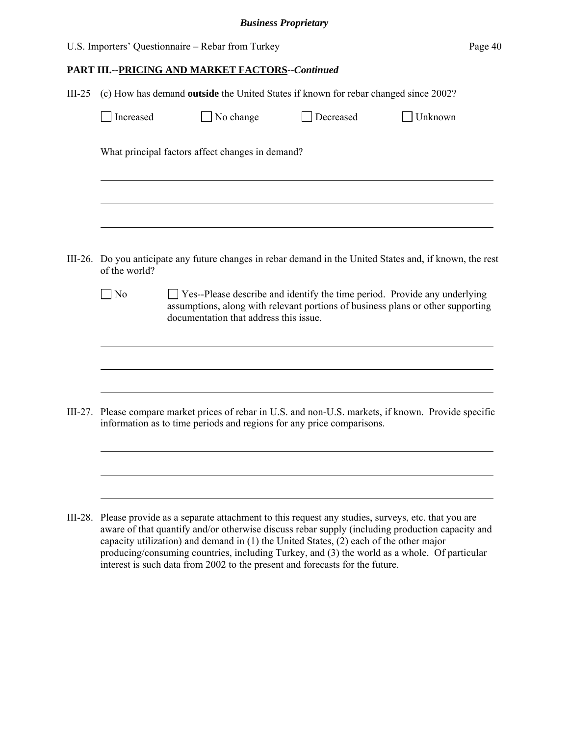## PART III.--PRICING AND MARKET FACTORS--*Continued*

III-25 (c) How has demand **outside** the United States if known for rebar changed since 2002?

☐ Increased ☐ No change ☐ Decreased ☐ Unknown

What principal factors affect changes in demand?

III-26. Do you anticipate any future changes in rebar demand in the United States and, if known, the rest of the world?

☐ No ☐ Yes--Please describe and identify the time period. Provide any underlying assumptions, along with relevant portions of business plans or other supporting documentation that address this issue.

III-27. Please compare market prices of rebar in U.S. and non-U.S. markets, if known. Provide specific information as to time periods and regions for any price comparisons.

III-28. Please provide as a separate attachment to this request any studies, surveys, etc. that you are aware of that quantify and/or otherwise discuss rebar supply (including production capacity and capacity utilization) and demand in (1) the United States, (2) each of the other major producing/consuming countries, including Turkey, and (3) the world as a whole. Of particular interest is such data from 2002 to the present and forecasts for the future.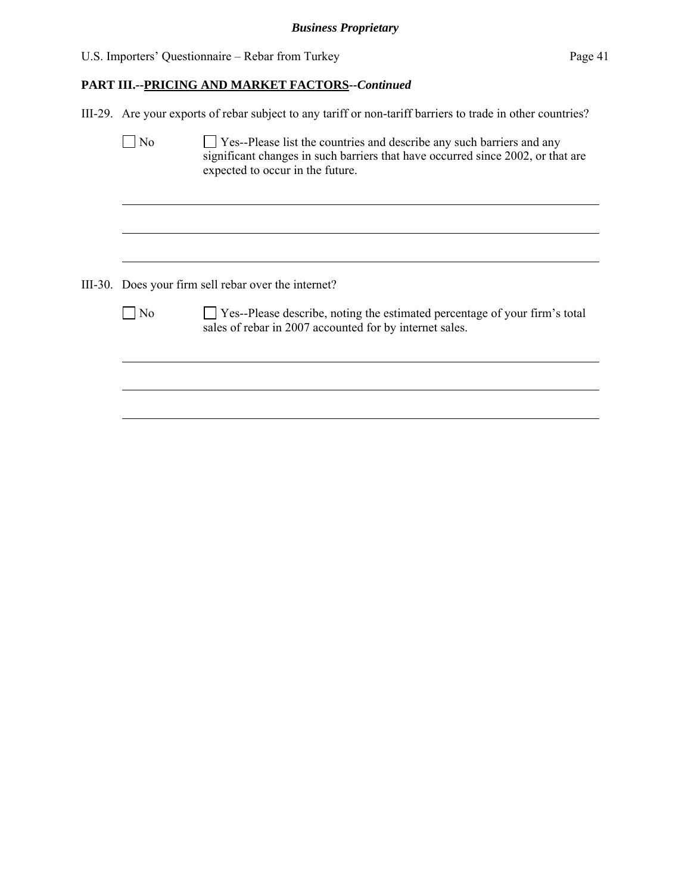**PART III.--PRICING AND MARKET FACTORS--*Continued***

III-29. Are your exports of rebar subject to any tariff or non-tariff barriers to trade in other countries?

☐ No ☐ Yes--Please list the countries and describe any such barriers and any significant changes in such barriers that have occurred since 2002, or that are expected to occur in the future.

\_\_\_\_\_\_\_\_\_\_\_\_\_\_\_\_\_\_\_\_\_\_\_\_\_\_\_\_\_\_\_\_\_\_\_\_\_\_\_\_\_\_\_\_\_\_\_\_\_\_\_\_\_\_\_\_\_\_\_\_\_\_\_\_\_\_\_\_\_\_

\_\_\_\_\_\_\_\_\_\_\_\_\_\_\_\_\_\_\_\_\_\_\_\_\_\_\_\_\_\_\_\_\_\_\_\_\_\_\_\_\_\_\_\_\_\_\_\_\_\_\_\_\_\_\_\_\_\_\_\_\_\_\_\_\_\_\_\_\_\_

\_\_\_\_\_\_\_\_\_\_\_\_\_\_\_\_\_\_\_\_\_\_\_\_\_\_\_\_\_\_\_\_\_\_\_\_\_\_\_\_\_\_\_\_\_\_\_\_\_\_\_\_\_\_\_\_\_\_\_\_\_\_\_\_\_\_\_\_\_\_

III-30. Does your firm sell rebar over the internet?

☐ No ☐ Yes--Please describe, noting the estimated percentage of your firm's total sales of rebar in 2007 accounted for by internet sales.

\_\_\_\_\_\_\_\_\_\_\_\_\_\_\_\_\_\_\_\_\_\_\_\_\_\_\_\_\_\_\_\_\_\_\_\_\_\_\_\_\_\_\_\_\_\_\_\_\_\_\_\_\_\_\_\_\_\_\_\_\_\_\_\_\_\_\_\_\_\_

\_\_\_\_\_\_\_\_\_\_\_\_\_\_\_\_\_\_\_\_\_\_\_\_\_\_\_\_\_\_\_\_\_\_\_\_\_\_\_\_\_\_\_\_\_\_\_\_\_\_\_\_\_\_\_\_\_\_\_\_\_\_\_\_\_\_\_\_\_\_

\_\_\_\_\_\_\_\_\_\_\_\_\_\_\_\_\_\_\_\_\_\_\_\_\_\_\_\_\_\_\_\_\_\_\_\_\_\_\_\_\_\_\_\_\_\_\_\_\_\_\_\_\_\_\_\_\_\_\_\_\_\_\_\_\_\_\_\_\_\_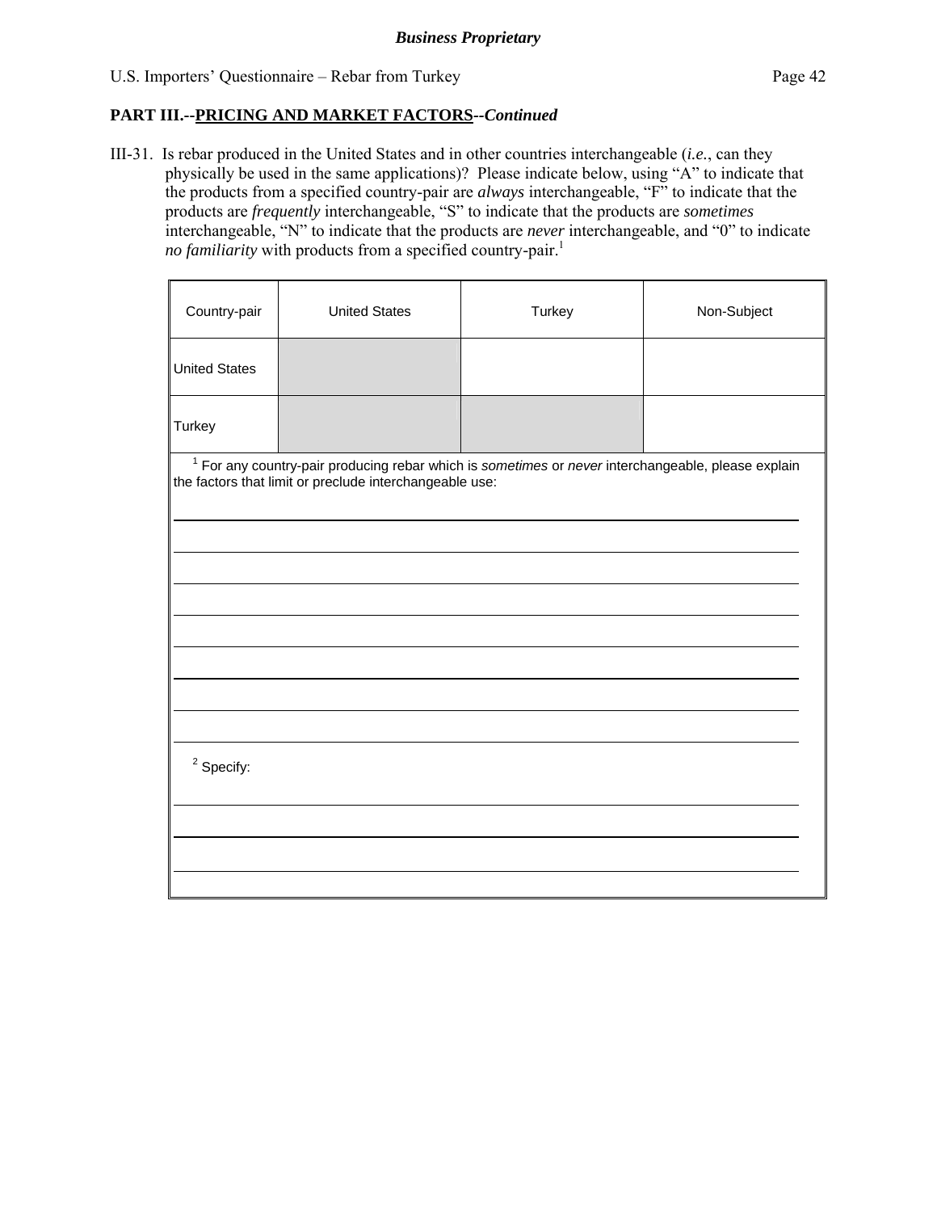**Business Proprietary**

## PART III.--PRICING AND MARKET FACTORS--*Continued*

III-31. Is rebar produced in the United States and in other countries interchangeable (*i.e.*, can they physically be used in the same applications)? Please indicate below, using "A" to indicate that the products from a specified country-pair are *always* interchangeable, "F" to indicate that the products are *frequently* interchangeable, "S" to indicate that the products are *sometimes* interchangeable, "N" to indicate that the products are *never* interchangeable, and "0" to indicate *no familiarity* with products from a specified country-pair.[1]

| Country-pair | United States | Turkey | Non-Subject |
|---|---|---|---|
| United States | | | |
| Turkey | | | |

[1] For any country-pair producing rebar which is *sometimes* or *never* interchangeable, please explain the factors that limit or preclude interchangeable use:

\_\_\_\_\_\_\_\_\_\_\_\_\_\_\_\_\_\_\_\_\_\_\_\_\_\_\_\_\_\_\_\_\_\_\_\_\_\_\_\_\_\_\_\_\_\_\_\_\_\_\_\_\_\_\_\_\_\_\_\_

\_\_\_\_\_\_\_\_\_\_\_\_\_\_\_\_\_\_\_\_\_\_\_\_\_\_\_\_\_\_\_\_\_\_\_\_\_\_\_\_\_\_\_\_\_\_\_\_\_\_\_\_\_\_\_\_\_\_\_\_

\_\_\_\_\_\_\_\_\_\_\_\_\_\_\_\_\_\_\_\_\_\_\_\_\_\_\_\_\_\_\_\_\_\_\_\_\_\_\_\_\_\_\_\_\_\_\_\_\_\_\_\_\_\_\_\_\_\_\_\_

\_\_\_\_\_\_\_\_\_\_\_\_\_\_\_\_\_\_\_\_\_\_\_\_\_\_\_\_\_\_\_\_\_\_\_\_\_\_\_\_\_\_\_\_\_\_\_\_\_\_\_\_\_\_\_\_\_\_\_\_

\_\_\_\_\_\_\_\_\_\_\_\_\_\_\_\_\_\_\_\_\_\_\_\_\_\_\_\_\_\_\_\_\_\_\_\_\_\_\_\_\_\_\_\_\_\_\_\_\_\_\_\_\_\_\_\_\_\_\_\_

\_\_\_\_\_\_\_\_\_\_\_\_\_\_\_\_\_\_\_\_\_\_\_\_\_\_\_\_\_\_\_\_\_\_\_\_\_\_\_\_\_\_\_\_\_\_\_\_\_\_\_\_\_\_\_\_\_\_\_\_

\_\_\_\_\_\_\_\_\_\_\_\_\_\_\_\_\_\_\_\_\_\_\_\_\_\_\_\_\_\_\_\_\_\_\_\_\_\_\_\_\_\_\_\_\_\_\_\_\_\_\_\_\_\_\_\_\_\_\_\_

\_\_\_\_\_\_\_\_\_\_\_\_\_\_\_\_\_\_\_\_\_\_\_\_\_\_\_\_\_\_\_\_\_\_\_\_\_\_\_\_\_\_\_\_\_\_\_\_\_\_\_\_\_\_\_\_\_\_\_\_

[2] Specify:

\_\_\_\_\_\_\_\_\_\_\_\_\_\_\_\_\_\_\_\_\_\_\_\_\_\_\_\_\_\_\_\_\_\_\_\_\_\_\_\_\_\_\_\_\_\_\_\_\_\_\_\_\_\_\_\_\_\_\_\_

\_\_\_\_\_\_\_\_\_\_\_\_\_\_\_\_\_\_\_\_\_\_\_\_\_\_\_\_\_\_\_\_\_\_\_\_\_\_\_\_\_\_\_\_\_\_\_\_\_\_\_\_\_\_\_\_\_\_\_\_

\_\_\_\_\_\_\_\_\_\_\_\_\_\_\_\_\_\_\_\_\_\_\_\_\_\_\_\_\_\_\_\_\_\_\_\_\_\_\_\_\_\_\_\_\_\_\_\_\_\_\_\_\_\_\_\_\_\_\_\_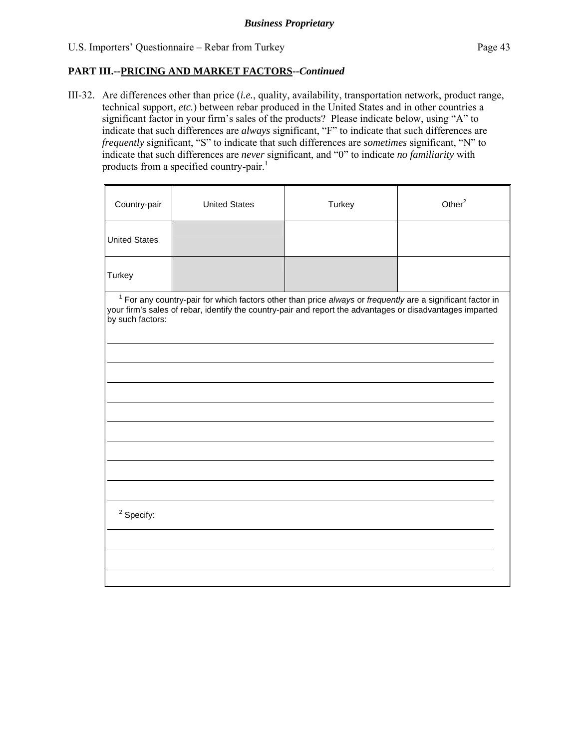*Business Proprietary*

## PART III.--PRICING AND MARKET FACTORS--*Continued*

III-32. Are differences other than price (*i.e.*, quality, availability, transportation network, product range, technical support, *etc.*) between rebar produced in the United States and in other countries a significant factor in your firm's sales of the products? Please indicate below, using "A" to indicate that such differences are *always* significant, "F" to indicate that such differences are *frequently* significant, "S" to indicate that such differences are *sometimes* significant, "N" to indicate that such differences are *never* significant, and "0" to indicate *no familiarity* with products from a specified country-pair.[1]

| Country-pair | United States | Turkey | Other[2] |
|---|---|---|---|
| United States | | | |
| Turkey | | | |

[1] For any country-pair for which factors other than price *always* or *frequently* are a significant factor in your firm's sales of rebar, identify the country-pair and report the advantages or disadvantages imparted by such factors:

[2] Specify: